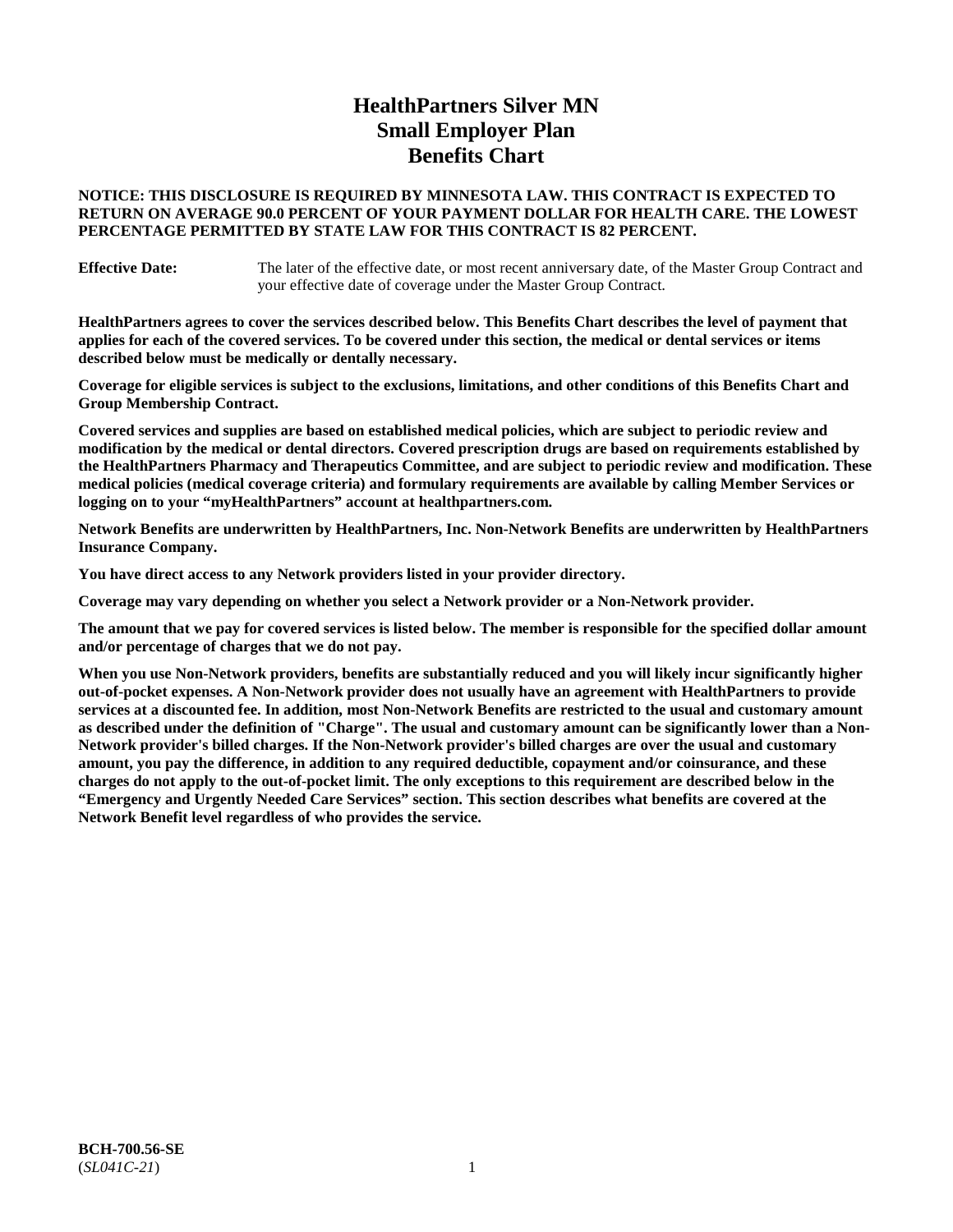# HealthPartners Silver MN Small Employer Plan Benefits Chart

**NOTICE: THIS DISCLOSURE IS REQUIRED BY MINNESOTA LAW. THIS CONTRACT IS EXPECTED TO RETURN ON AVERAGE 90.0 PERCENT OF YOUR PAYMENT DOLLAR FOR HEALTH CARE. THE LOWEST PERCENTAGE PERMITTED BY STATE LAW FOR THIS CONTRACT IS 82 PERCENT.**

**Effective Date:** The later of the effective date, or most recent anniversary date, of the Master Group Contract and your effective date of coverage under the Master Group Contract.

**HealthPartners agrees to cover the services described below. This Benefits Chart describes the level of payment that applies for each of the covered services. To be covered under this section, the medical or dental services or items described below must be medically or dentally necessary.**

**Coverage for eligible services is subject to the exclusions, limitations, and other conditions of this Benefits Chart and Group Membership Contract.**

**Covered services and supplies are based on established medical policies, which are subject to periodic review and modification by the medical or dental directors. Covered prescription drugs are based on requirements established by the HealthPartners Pharmacy and Therapeutics Committee, and are subject to periodic review and modification. These medical policies (medical coverage criteria) and formulary requirements are available by calling Member Services or logging on to your "myHealthPartners" account at healthpartners.com.**

**Network Benefits are underwritten by HealthPartners, Inc. Non-Network Benefits are underwritten by HealthPartners Insurance Company.**

**You have direct access to any Network providers listed in your provider directory.**

**Coverage may vary depending on whether you select a Network provider or a Non-Network provider.**

**The amount that we pay for covered services is listed below. The member is responsible for the specified dollar amount and/or percentage of charges that we do not pay.**

**When you use Non-Network providers, benefits are substantially reduced and you will likely incur significantly higher out-of-pocket expenses. A Non-Network provider does not usually have an agreement with HealthPartners to provide services at a discounted fee. In addition, most Non-Network Benefits are restricted to the usual and customary amount as described under the definition of "Charge". The usual and customary amount can be significantly lower than a Non-Network provider's billed charges. If the Non-Network provider's billed charges are over the usual and customary amount, you pay the difference, in addition to any required deductible, copayment and/or coinsurance, and these charges do not apply to the out-of-pocket limit. The only exceptions to this requirement are described below in the "Emergency and Urgently Needed Care Services" section. This section describes what benefits are covered at the Network Benefit level regardless of who provides the service.**

**BCH-700.56-SE**
(*SL041C-21*)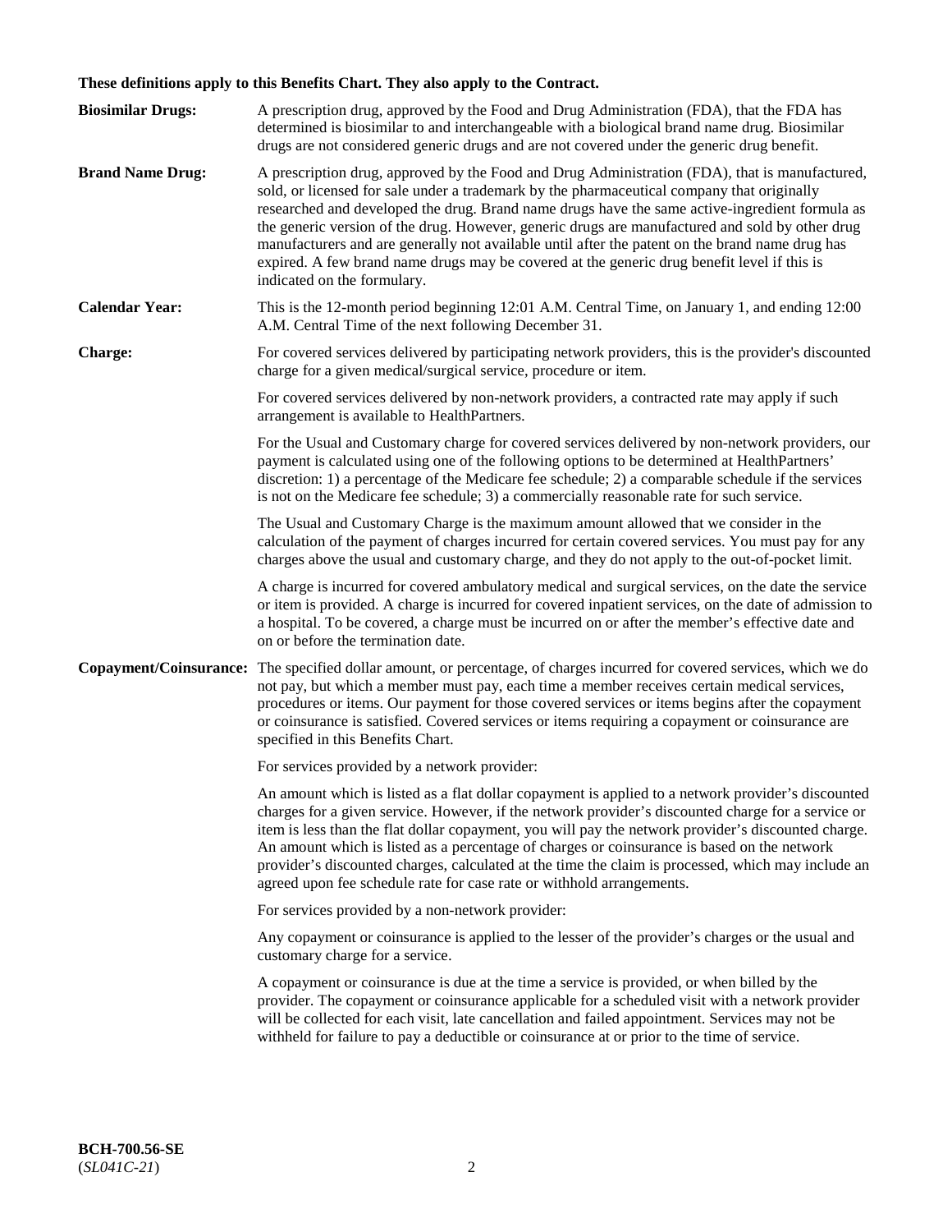**These definitions apply to this Benefits Chart. They also apply to the Contract.**

**Biosimilar Drugs:** A prescription drug, approved by the Food and Drug Administration (FDA), that the FDA has determined is biosimilar to and interchangeable with a biological brand name drug. Biosimilar drugs are not considered generic drugs and are not covered under the generic drug benefit.

**Brand Name Drug:** A prescription drug, approved by the Food and Drug Administration (FDA), that is manufactured, sold, or licensed for sale under a trademark by the pharmaceutical company that originally researched and developed the drug. Brand name drugs have the same active-ingredient formula as the generic version of the drug. However, generic drugs are manufactured and sold by other drug manufacturers and are generally not available until after the patent on the brand name drug has expired. A few brand name drugs may be covered at the generic drug benefit level if this is indicated on the formulary.

**Calendar Year:** This is the 12-month period beginning 12:01 A.M. Central Time, on January 1, and ending 12:00 A.M. Central Time of the next following December 31.

**Charge:** For covered services delivered by participating network providers, this is the provider's discounted charge for a given medical/surgical service, procedure or item.

For covered services delivered by non-network providers, a contracted rate may apply if such arrangement is available to HealthPartners.

For the Usual and Customary charge for covered services delivered by non-network providers, our payment is calculated using one of the following options to be determined at HealthPartners' discretion: 1) a percentage of the Medicare fee schedule; 2) a comparable schedule if the services is not on the Medicare fee schedule; 3) a commercially reasonable rate for such service.

The Usual and Customary Charge is the maximum amount allowed that we consider in the calculation of the payment of charges incurred for certain covered services. You must pay for any charges above the usual and customary charge, and they do not apply to the out-of-pocket limit.

A charge is incurred for covered ambulatory medical and surgical services, on the date the service or item is provided. A charge is incurred for covered inpatient services, on the date of admission to a hospital. To be covered, a charge must be incurred on or after the member's effective date and on or before the termination date.

**Copayment/Coinsurance:** The specified dollar amount, or percentage, of charges incurred for covered services, which we do not pay, but which a member must pay, each time a member receives certain medical services, procedures or items. Our payment for those covered services or items begins after the copayment or coinsurance is satisfied. Covered services or items requiring a copayment or coinsurance are specified in this Benefits Chart.

For services provided by a network provider:

An amount which is listed as a flat dollar copayment is applied to a network provider's discounted charges for a given service. However, if the network provider's discounted charge for a service or item is less than the flat dollar copayment, you will pay the network provider's discounted charge. An amount which is listed as a percentage of charges or coinsurance is based on the network provider's discounted charges, calculated at the time the claim is processed, which may include an agreed upon fee schedule rate for case rate or withhold arrangements.

For services provided by a non-network provider:

Any copayment or coinsurance is applied to the lesser of the provider's charges or the usual and customary charge for a service.

A copayment or coinsurance is due at the time a service is provided, or when billed by the provider. The copayment or coinsurance applicable for a scheduled visit with a network provider will be collected for each visit, late cancellation and failed appointment. Services may not be withheld for failure to pay a deductible or coinsurance at or prior to the time of service.

**BCH-700.56-SE**
(*SL041C-21*)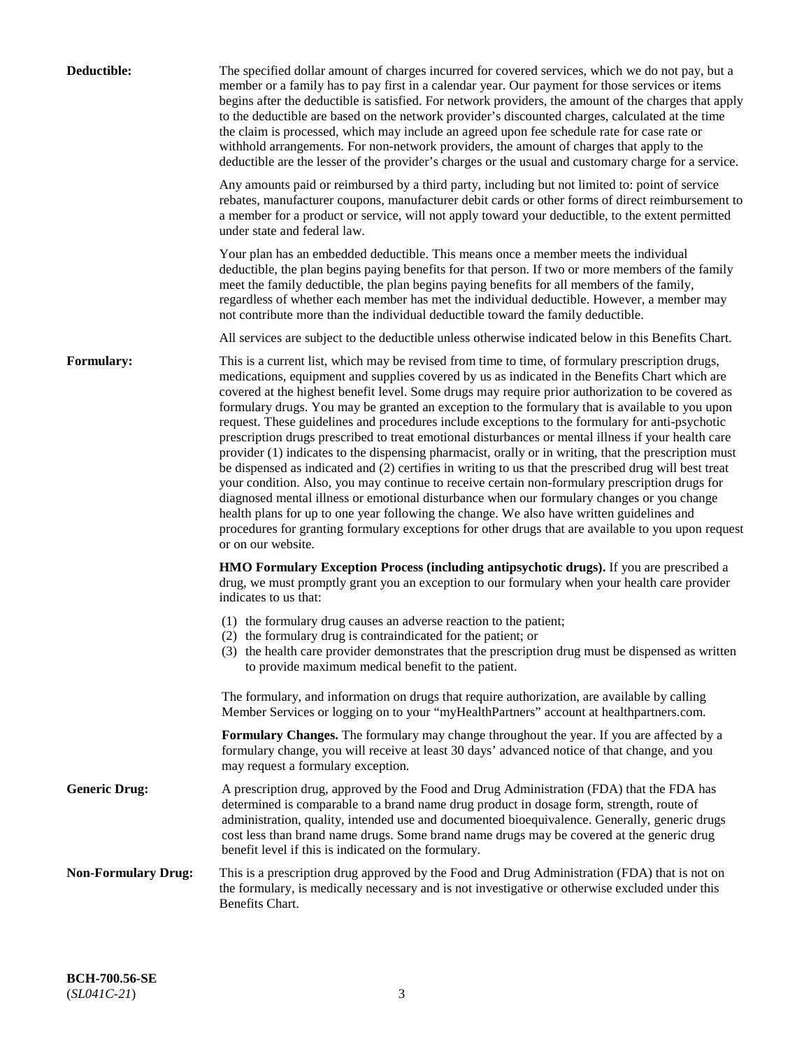**Deductible:** The specified dollar amount of charges incurred for covered services, which we do not pay, but a member or a family has to pay first in a calendar year. Our payment for those services or items begins after the deductible is satisfied. For network providers, the amount of the charges that apply to the deductible are based on the network provider's discounted charges, calculated at the time the claim is processed, which may include an agreed upon fee schedule rate for case rate or withhold arrangements. For non-network providers, the amount of charges that apply to the deductible are the lesser of the provider's charges or the usual and customary charge for a service.

Any amounts paid or reimbursed by a third party, including but not limited to: point of service rebates, manufacturer coupons, manufacturer debit cards or other forms of direct reimbursement to a member for a product or service, will not apply toward your deductible, to the extent permitted under state and federal law.

Your plan has an embedded deductible. This means once a member meets the individual deductible, the plan begins paying benefits for that person. If two or more members of the family meet the family deductible, the plan begins paying benefits for all members of the family, regardless of whether each member has met the individual deductible. However, a member may not contribute more than the individual deductible toward the family deductible.

All services are subject to the deductible unless otherwise indicated below in this Benefits Chart.

**Formulary:** This is a current list, which may be revised from time to time, of formulary prescription drugs, medications, equipment and supplies covered by us as indicated in the Benefits Chart which are covered at the highest benefit level. Some drugs may require prior authorization to be covered as formulary drugs. You may be granted an exception to the formulary that is available to you upon request. These guidelines and procedures include exceptions to the formulary for anti-psychotic prescription drugs prescribed to treat emotional disturbances or mental illness if your health care provider (1) indicates to the dispensing pharmacist, orally or in writing, that the prescription must be dispensed as indicated and (2) certifies in writing to us that the prescribed drug will best treat your condition. Also, you may continue to receive certain non-formulary prescription drugs for diagnosed mental illness or emotional disturbance when our formulary changes or you change health plans for up to one year following the change. We also have written guidelines and procedures for granting formulary exceptions for other drugs that are available to you upon request or on our website.

**HMO Formulary Exception Process (including antipsychotic drugs).** If you are prescribed a drug, we must promptly grant you an exception to our formulary when your health care provider indicates to us that:

(1) the formulary drug causes an adverse reaction to the patient;
(2) the formulary drug is contraindicated for the patient; or
(3) the health care provider demonstrates that the prescription drug must be dispensed as written to provide maximum medical benefit to the patient.

The formulary, and information on drugs that require authorization, are available by calling Member Services or logging on to your "myHealthPartners" account at healthpartners.com.

**Formulary Changes.** The formulary may change throughout the year. If you are affected by a formulary change, you will receive at least 30 days' advanced notice of that change, and you may request a formulary exception.

**Generic Drug:** A prescription drug, approved by the Food and Drug Administration (FDA) that the FDA has determined is comparable to a brand name drug product in dosage form, strength, route of administration, quality, intended use and documented bioequivalence. Generally, generic drugs cost less than brand name drugs. Some brand name drugs may be covered at the generic drug benefit level if this is indicated on the formulary.

**Non-Formulary Drug:** This is a prescription drug approved by the Food and Drug Administration (FDA) that is not on the formulary, is medically necessary and is not investigative or otherwise excluded under this Benefits Chart.

**BCH-700.56-SE**
(*SL041C-21*)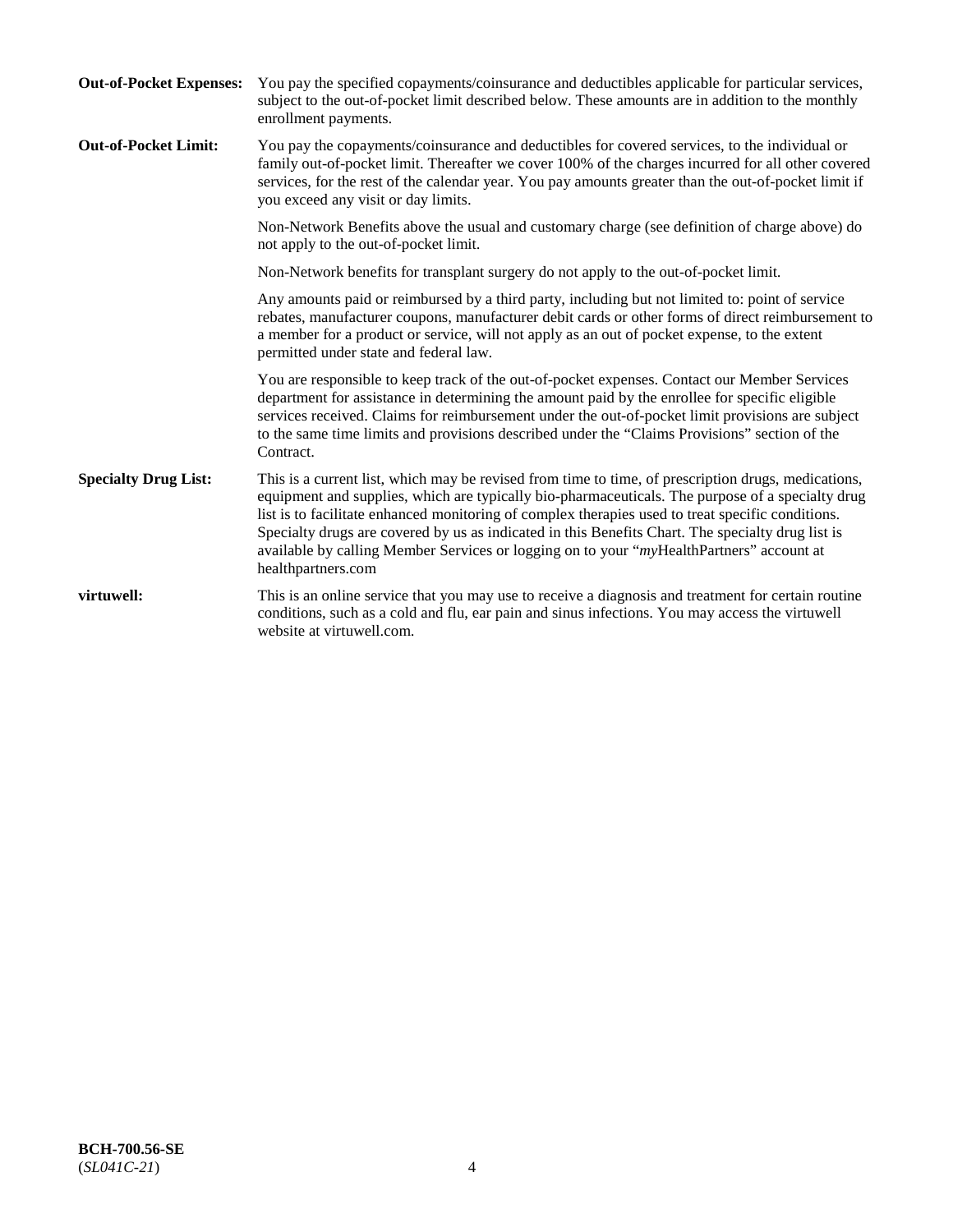**Out-of-Pocket Expenses:** You pay the specified copayments/coinsurance and deductibles applicable for particular services, subject to the out-of-pocket limit described below. These amounts are in addition to the monthly enrollment payments.

**Out-of-Pocket Limit:** You pay the copayments/coinsurance and deductibles for covered services, to the individual or family out-of-pocket limit. Thereafter we cover 100% of the charges incurred for all other covered services, for the rest of the calendar year. You pay amounts greater than the out-of-pocket limit if you exceed any visit or day limits.

Non-Network Benefits above the usual and customary charge (see definition of charge above) do not apply to the out-of-pocket limit.

Non-Network benefits for transplant surgery do not apply to the out-of-pocket limit.

Any amounts paid or reimbursed by a third party, including but not limited to: point of service rebates, manufacturer coupons, manufacturer debit cards or other forms of direct reimbursement to a member for a product or service, will not apply as an out of pocket expense, to the extent permitted under state and federal law.

You are responsible to keep track of the out-of-pocket expenses. Contact our Member Services department for assistance in determining the amount paid by the enrollee for specific eligible services received. Claims for reimbursement under the out-of-pocket limit provisions are subject to the same time limits and provisions described under the "Claims Provisions" section of the Contract.

**Specialty Drug List:** This is a current list, which may be revised from time to time, of prescription drugs, medications, equipment and supplies, which are typically bio-pharmaceuticals. The purpose of a specialty drug list is to facilitate enhanced monitoring of complex therapies used to treat specific conditions. Specialty drugs are covered by us as indicated in this Benefits Chart. The specialty drug list is available by calling Member Services or logging on to your "*my*HealthPartners" account at healthpartners.com

**virtuwell:** This is an online service that you may use to receive a diagnosis and treatment for certain routine conditions, such as a cold and flu, ear pain and sinus infections. You may access the virtuwell website at virtuwell.com.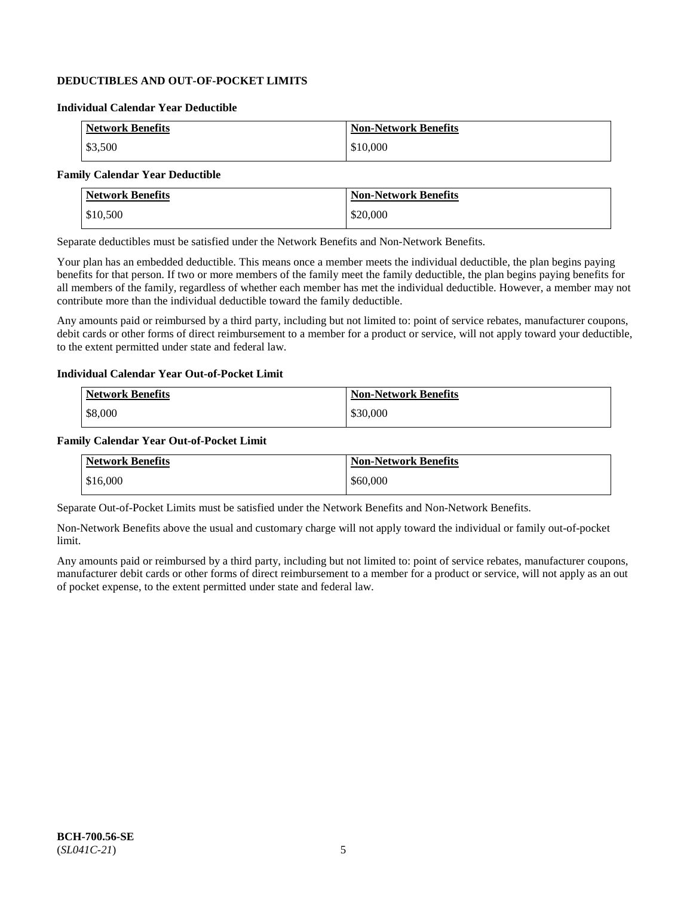## DEDUCTIBLES AND OUT-OF-POCKET LIMITS

### Individual Calendar Year Deductible

| Network Benefits | Non-Network Benefits |
|---|---|
| $3,500 | $10,000 |

### Family Calendar Year Deductible

| Network Benefits | Non-Network Benefits |
|---|---|
| $10,500 | $20,000 |

Separate deductibles must be satisfied under the Network Benefits and Non-Network Benefits.

Your plan has an embedded deductible. This means once a member meets the individual deductible, the plan begins paying benefits for that person. If two or more members of the family meet the family deductible, the plan begins paying benefits for all members of the family, regardless of whether each member has met the individual deductible. However, a member may not contribute more than the individual deductible toward the family deductible.

Any amounts paid or reimbursed by a third party, including but not limited to: point of service rebates, manufacturer coupons, debit cards or other forms of direct reimbursement to a member for a product or service, will not apply toward your deductible, to the extent permitted under state and federal law.

### Individual Calendar Year Out-of-Pocket Limit

| Network Benefits | Non-Network Benefits |
|---|---|
| $8,000 | $30,000 |

### Family Calendar Year Out-of-Pocket Limit

| Network Benefits | Non-Network Benefits |
|---|---|
| $16,000 | $60,000 |

Separate Out-of-Pocket Limits must be satisfied under the Network Benefits and Non-Network Benefits.

Non-Network Benefits above the usual and customary charge will not apply toward the individual or family out-of-pocket limit.

Any amounts paid or reimbursed by a third party, including but not limited to: point of service rebates, manufacturer coupons, manufacturer debit cards or other forms of direct reimbursement to a member for a product or service, will not apply as an out of pocket expense, to the extent permitted under state and federal law.

**BCH-700.56-SE**
(*SL041C-21*)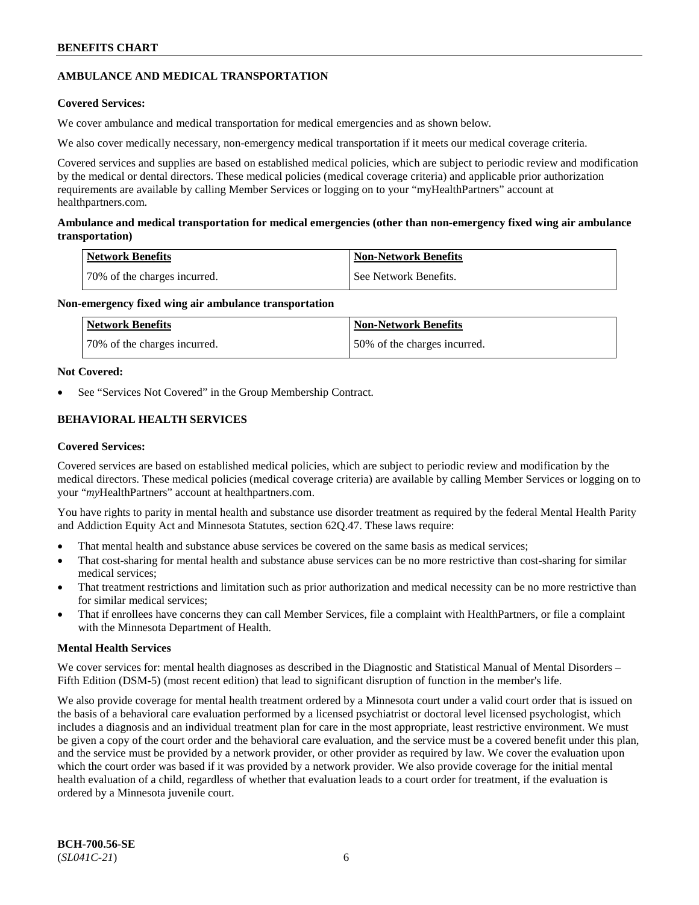## AMBULANCE AND MEDICAL TRANSPORTATION

**Covered Services:**

We cover ambulance and medical transportation for medical emergencies and as shown below.

We also cover medically necessary, non-emergency medical transportation if it meets our medical coverage criteria.

Covered services and supplies are based on established medical policies, which are subject to periodic review and modification by the medical or dental directors. These medical policies (medical coverage criteria) and applicable prior authorization requirements are available by calling Member Services or logging on to your "myHealthPartners" account at healthpartners.com.

**Ambulance and medical transportation for medical emergencies (other than non-emergency fixed wing air ambulance transportation)**

| Network Benefits | Non-Network Benefits |
|---|---|
| 70% of the charges incurred. | See Network Benefits. |

**Non-emergency fixed wing air ambulance transportation**

| Network Benefits | Non-Network Benefits |
|---|---|
| 70% of the charges incurred. | 50% of the charges incurred. |

**Not Covered:**

- See "Services Not Covered" in the Group Membership Contract.

## BEHAVIORAL HEALTH SERVICES

**Covered Services:**

Covered services are based on established medical policies, which are subject to periodic review and modification by the medical directors. These medical policies (medical coverage criteria) are available by calling Member Services or logging on to your "*my*HealthPartners" account at healthpartners.com.

You have rights to parity in mental health and substance use disorder treatment as required by the federal Mental Health Parity and Addiction Equity Act and Minnesota Statutes, section 62Q.47. These laws require:

- That mental health and substance abuse services be covered on the same basis as medical services;
- That cost-sharing for mental health and substance abuse services can be no more restrictive than cost-sharing for similar medical services;
- That treatment restrictions and limitation such as prior authorization and medical necessity can be no more restrictive than for similar medical services;
- That if enrollees have concerns they can call Member Services, file a complaint with HealthPartners, or file a complaint with the Minnesota Department of Health.

**Mental Health Services**

We cover services for: mental health diagnoses as described in the Diagnostic and Statistical Manual of Mental Disorders – Fifth Edition (DSM-5) (most recent edition) that lead to significant disruption of function in the member's life.

We also provide coverage for mental health treatment ordered by a Minnesota court under a valid court order that is issued on the basis of a behavioral care evaluation performed by a licensed psychiatrist or doctoral level licensed psychologist, which includes a diagnosis and an individual treatment plan for care in the most appropriate, least restrictive environment. We must be given a copy of the court order and the behavioral care evaluation, and the service must be a covered benefit under this plan, and the service must be provided by a network provider, or other provider as required by law. We cover the evaluation upon which the court order was based if it was provided by a network provider. We also provide coverage for the initial mental health evaluation of a child, regardless of whether that evaluation leads to a court order for treatment, if the evaluation is ordered by a Minnesota juvenile court.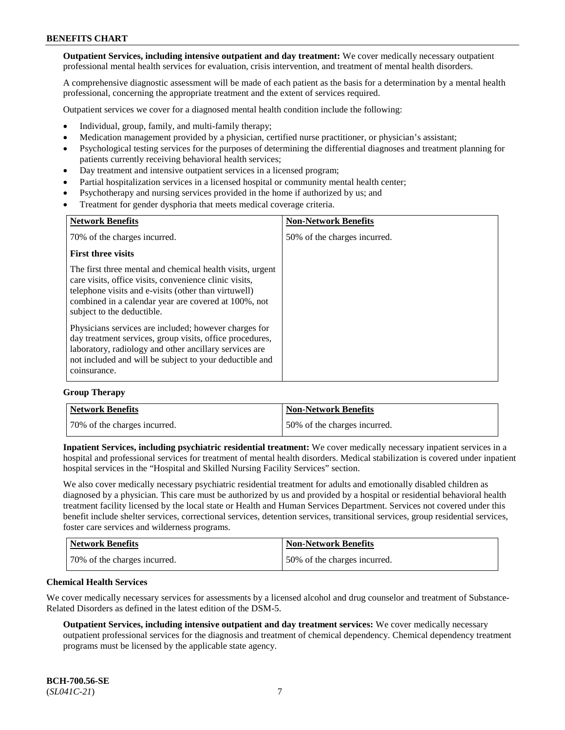**Outpatient Services, including intensive outpatient and day treatment:** We cover medically necessary outpatient professional mental health services for evaluation, crisis intervention, and treatment of mental health disorders.

A comprehensive diagnostic assessment will be made of each patient as the basis for a determination by a mental health professional, concerning the appropriate treatment and the extent of services required.

Outpatient services we cover for a diagnosed mental health condition include the following:

- Individual, group, family, and multi-family therapy;
- Medication management provided by a physician, certified nurse practitioner, or physician's assistant;
- Psychological testing services for the purposes of determining the differential diagnoses and treatment planning for patients currently receiving behavioral health services;
- Day treatment and intensive outpatient services in a licensed program;
- Partial hospitalization services in a licensed hospital or community mental health center;
- Psychotherapy and nursing services provided in the home if authorized by us; and
- Treatment for gender dysphoria that meets medical coverage criteria.

| Network Benefits | Non-Network Benefits |
|---|---|
| 70% of the charges incurred.<br><br>**First three visits**<br><br>The first three mental and chemical health visits, urgent care visits, office visits, convenience clinic visits, telephone visits and e-visits (other than virtuwell) combined in a calendar year are covered at 100%, not subject to the deductible.<br><br>Physicians services are included; however charges for day treatment services, group visits, office procedures, laboratory, radiology and other ancillary services are not included and will be subject to your deductible and coinsurance. | 50% of the charges incurred. |

**Group Therapy**

| Network Benefits | Non-Network Benefits |
|---|---|
| 70% of the charges incurred. | 50% of the charges incurred. |

**Inpatient Services, including psychiatric residential treatment:** We cover medically necessary inpatient services in a hospital and professional services for treatment of mental health disorders. Medical stabilization is covered under inpatient hospital services in the "Hospital and Skilled Nursing Facility Services" section.

We also cover medically necessary psychiatric residential treatment for adults and emotionally disabled children as diagnosed by a physician. This care must be authorized by us and provided by a hospital or residential behavioral health treatment facility licensed by the local state or Health and Human Services Department. Services not covered under this benefit include shelter services, correctional services, detention services, transitional services, group residential services, foster care services and wilderness programs.

| Network Benefits | Non-Network Benefits |
|---|---|
| 70% of the charges incurred. | 50% of the charges incurred. |

**Chemical Health Services**

We cover medically necessary services for assessments by a licensed alcohol and drug counselor and treatment of Substance-Related Disorders as defined in the latest edition of the DSM-5.

**Outpatient Services, including intensive outpatient and day treatment services:** We cover medically necessary outpatient professional services for the diagnosis and treatment of chemical dependency. Chemical dependency treatment programs must be licensed by the applicable state agency.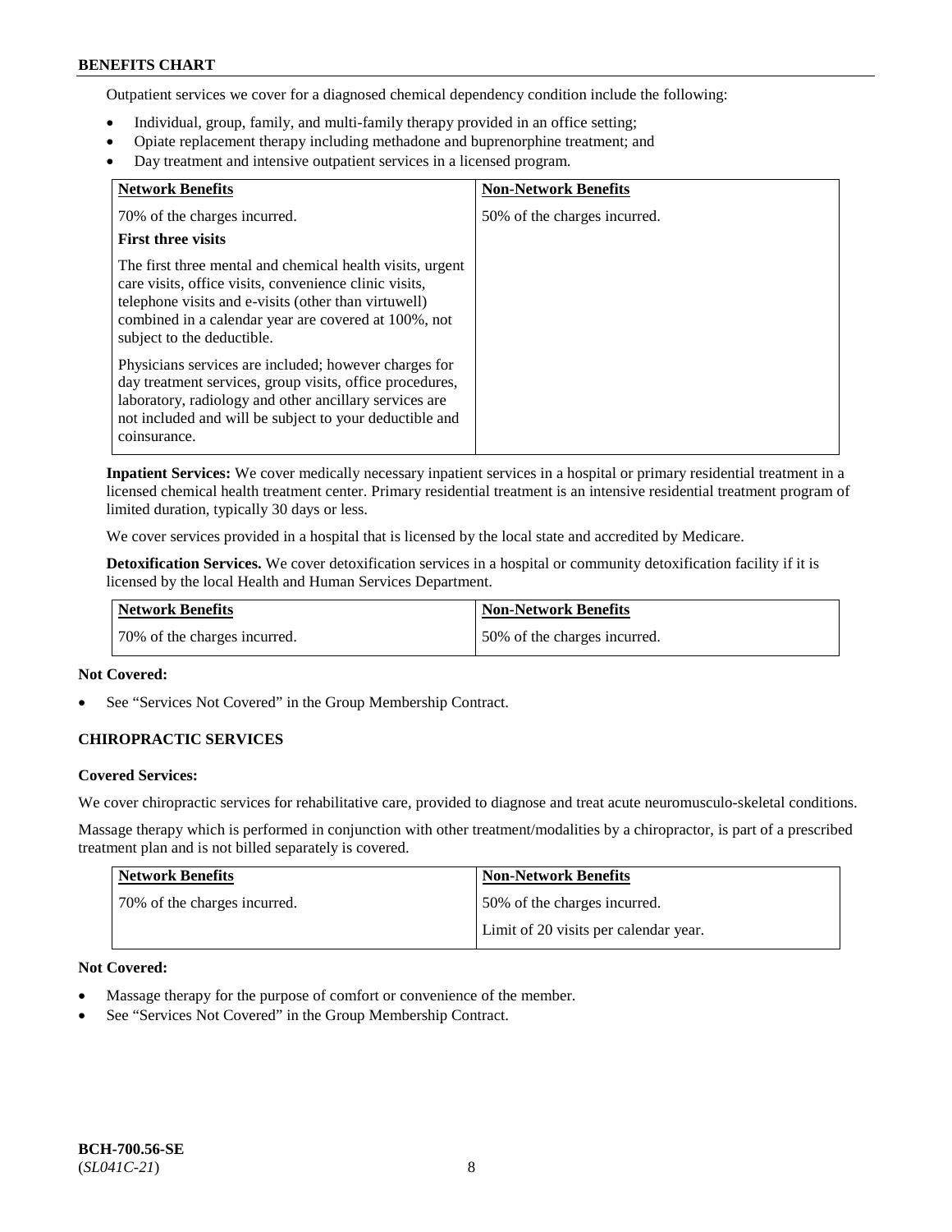Outpatient services we cover for a diagnosed chemical dependency condition include the following:

- Individual, group, family, and multi-family therapy provided in an office setting;
- Opiate replacement therapy including methadone and buprenorphine treatment; and
- Day treatment and intensive outpatient services in a licensed program.

| Network Benefits | Non-Network Benefits |
|---|---|
| 70% of the charges incurred.<br><br>**First three visits**<br><br>The first three mental and chemical health visits, urgent care visits, office visits, convenience clinic visits, telephone visits and e-visits (other than virtuwell) combined in a calendar year are covered at 100%, not subject to the deductible.<br><br>Physicians services are included; however charges for day treatment services, group visits, office procedures, laboratory, radiology and other ancillary services are not included and will be subject to your deductible and coinsurance. | 50% of the charges incurred. |

**Inpatient Services:** We cover medically necessary inpatient services in a hospital or primary residential treatment in a licensed chemical health treatment center. Primary residential treatment is an intensive residential treatment program of limited duration, typically 30 days or less.

We cover services provided in a hospital that is licensed by the local state and accredited by Medicare.

**Detoxification Services.** We cover detoxification services in a hospital or community detoxification facility if it is licensed by the local Health and Human Services Department.

| Network Benefits | Non-Network Benefits |
|---|---|
| 70% of the charges incurred. | 50% of the charges incurred. |

**Not Covered:**

- See "Services Not Covered" in the Group Membership Contract.

### CHIROPRACTIC SERVICES

**Covered Services:**

We cover chiropractic services for rehabilitative care, provided to diagnose and treat acute neuromusculo-skeletal conditions.

Massage therapy which is performed in conjunction with other treatment/modalities by a chiropractor, is part of a prescribed treatment plan and is not billed separately is covered.

| Network Benefits | Non-Network Benefits |
|---|---|
| 70% of the charges incurred. | 50% of the charges incurred.<br><br>Limit of 20 visits per calendar year. |

**Not Covered:**

- Massage therapy for the purpose of comfort or convenience of the member.
- See "Services Not Covered" in the Group Membership Contract.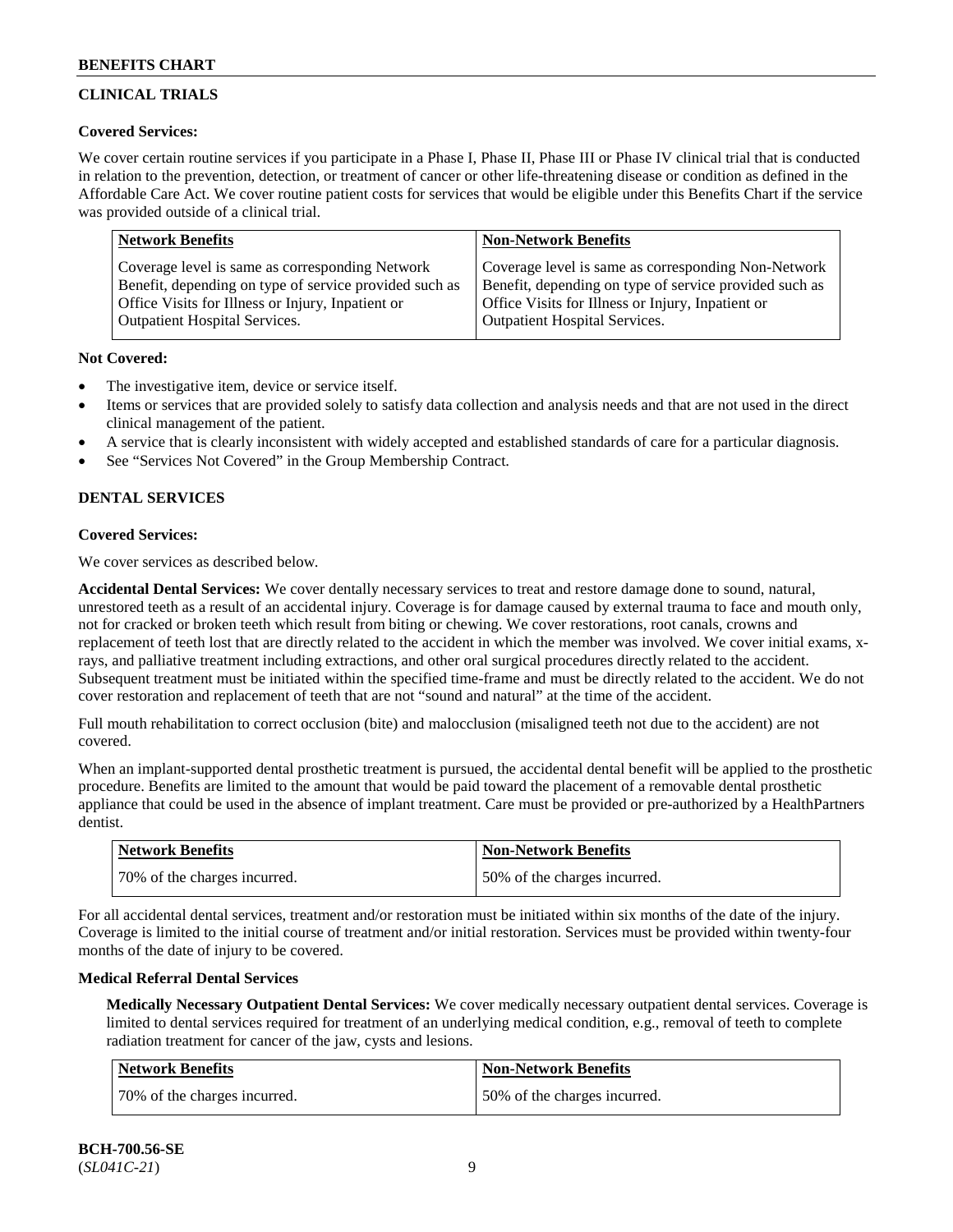## CLINICAL TRIALS

**Covered Services:**

We cover certain routine services if you participate in a Phase I, Phase II, Phase III or Phase IV clinical trial that is conducted in relation to the prevention, detection, or treatment of cancer or other life-threatening disease or condition as defined in the Affordable Care Act. We cover routine patient costs for services that would be eligible under this Benefits Chart if the service was provided outside of a clinical trial.

| Network Benefits | Non-Network Benefits |
|---|---|
| Coverage level is same as corresponding Network Benefit, depending on type of service provided such as Office Visits for Illness or Injury, Inpatient or Outpatient Hospital Services. | Coverage level is same as corresponding Non-Network Benefit, depending on type of service provided such as Office Visits for Illness or Injury, Inpatient or Outpatient Hospital Services. |

**Not Covered:**

- The investigative item, device or service itself.
- Items or services that are provided solely to satisfy data collection and analysis needs and that are not used in the direct clinical management of the patient.
- A service that is clearly inconsistent with widely accepted and established standards of care for a particular diagnosis.
- See "Services Not Covered" in the Group Membership Contract.

## DENTAL SERVICES

**Covered Services:**

We cover services as described below.

**Accidental Dental Services:** We cover dentally necessary services to treat and restore damage done to sound, natural, unrestored teeth as a result of an accidental injury. Coverage is for damage caused by external trauma to face and mouth only, not for cracked or broken teeth which result from biting or chewing. We cover restorations, root canals, crowns and replacement of teeth lost that are directly related to the accident in which the member was involved. We cover initial exams, x-rays, and palliative treatment including extractions, and other oral surgical procedures directly related to the accident. Subsequent treatment must be initiated within the specified time-frame and must be directly related to the accident. We do not cover restoration and replacement of teeth that are not "sound and natural" at the time of the accident.

Full mouth rehabilitation to correct occlusion (bite) and malocclusion (misaligned teeth not due to the accident) are not covered.

When an implant-supported dental prosthetic treatment is pursued, the accidental dental benefit will be applied to the prosthetic procedure. Benefits are limited to the amount that would be paid toward the placement of a removable dental prosthetic appliance that could be used in the absence of implant treatment. Care must be provided or pre-authorized by a HealthPartners dentist.

| Network Benefits | Non-Network Benefits |
|---|---|
| 70% of the charges incurred. | 50% of the charges incurred. |

For all accidental dental services, treatment and/or restoration must be initiated within six months of the date of the injury. Coverage is limited to the initial course of treatment and/or initial restoration. Services must be provided within twenty-four months of the date of injury to be covered.

**Medical Referral Dental Services**

**Medically Necessary Outpatient Dental Services:** We cover medically necessary outpatient dental services. Coverage is limited to dental services required for treatment of an underlying medical condition, e.g., removal of teeth to complete radiation treatment for cancer of the jaw, cysts and lesions.

| Network Benefits | Non-Network Benefits |
|---|---|
| 70% of the charges incurred. | 50% of the charges incurred. |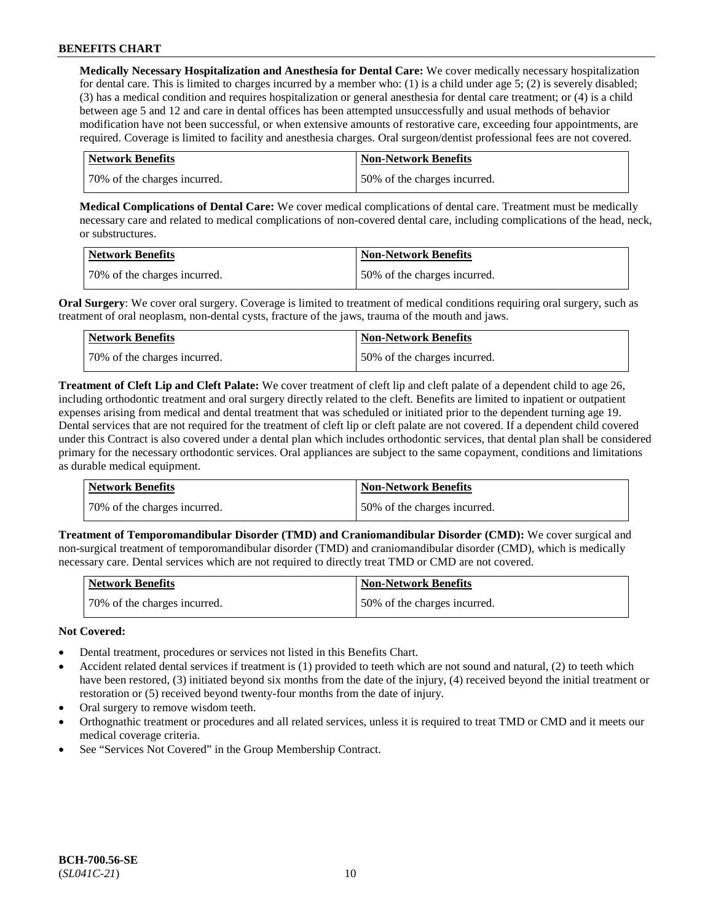**Medically Necessary Hospitalization and Anesthesia for Dental Care:** We cover medically necessary hospitalization for dental care. This is limited to charges incurred by a member who: (1) is a child under age 5; (2) is severely disabled; (3) has a medical condition and requires hospitalization or general anesthesia for dental care treatment; or (4) is a child between age 5 and 12 and care in dental offices has been attempted unsuccessfully and usual methods of behavior modification have not been successful, or when extensive amounts of restorative care, exceeding four appointments, are required. Coverage is limited to facility and anesthesia charges. Oral surgeon/dentist professional fees are not covered.

| Network Benefits | Non-Network Benefits |
| --- | --- |
| 70% of the charges incurred. | 50% of the charges incurred. |

**Medical Complications of Dental Care:** We cover medical complications of dental care. Treatment must be medically necessary care and related to medical complications of non-covered dental care, including complications of the head, neck, or substructures.

| Network Benefits | Non-Network Benefits |
| --- | --- |
| 70% of the charges incurred. | 50% of the charges incurred. |

**Oral Surgery**: We cover oral surgery. Coverage is limited to treatment of medical conditions requiring oral surgery, such as treatment of oral neoplasm, non-dental cysts, fracture of the jaws, trauma of the mouth and jaws.

| Network Benefits | Non-Network Benefits |
| --- | --- |
| 70% of the charges incurred. | 50% of the charges incurred. |

**Treatment of Cleft Lip and Cleft Palate:** We cover treatment of cleft lip and cleft palate of a dependent child to age 26, including orthodontic treatment and oral surgery directly related to the cleft. Benefits are limited to inpatient or outpatient expenses arising from medical and dental treatment that was scheduled or initiated prior to the dependent turning age 19. Dental services that are not required for the treatment of cleft lip or cleft palate are not covered. If a dependent child covered under this Contract is also covered under a dental plan which includes orthodontic services, that dental plan shall be considered primary for the necessary orthodontic services. Oral appliances are subject to the same copayment, conditions and limitations as durable medical equipment.

| Network Benefits | Non-Network Benefits |
| --- | --- |
| 70% of the charges incurred. | 50% of the charges incurred. |

**Treatment of Temporomandibular Disorder (TMD) and Craniomandibular Disorder (CMD):** We cover surgical and non-surgical treatment of temporomandibular disorder (TMD) and craniomandibular disorder (CMD), which is medically necessary care. Dental services which are not required to directly treat TMD or CMD are not covered.

| Network Benefits | Non-Network Benefits |
| --- | --- |
| 70% of the charges incurred. | 50% of the charges incurred. |

**Not Covered:**

- Dental treatment, procedures or services not listed in this Benefits Chart.
- Accident related dental services if treatment is (1) provided to teeth which are not sound and natural, (2) to teeth which have been restored, (3) initiated beyond six months from the date of the injury, (4) received beyond the initial treatment or restoration or (5) received beyond twenty-four months from the date of injury.
- Oral surgery to remove wisdom teeth.
- Orthognathic treatment or procedures and all related services, unless it is required to treat TMD or CMD and it meets our medical coverage criteria.
- See "Services Not Covered" in the Group Membership Contract.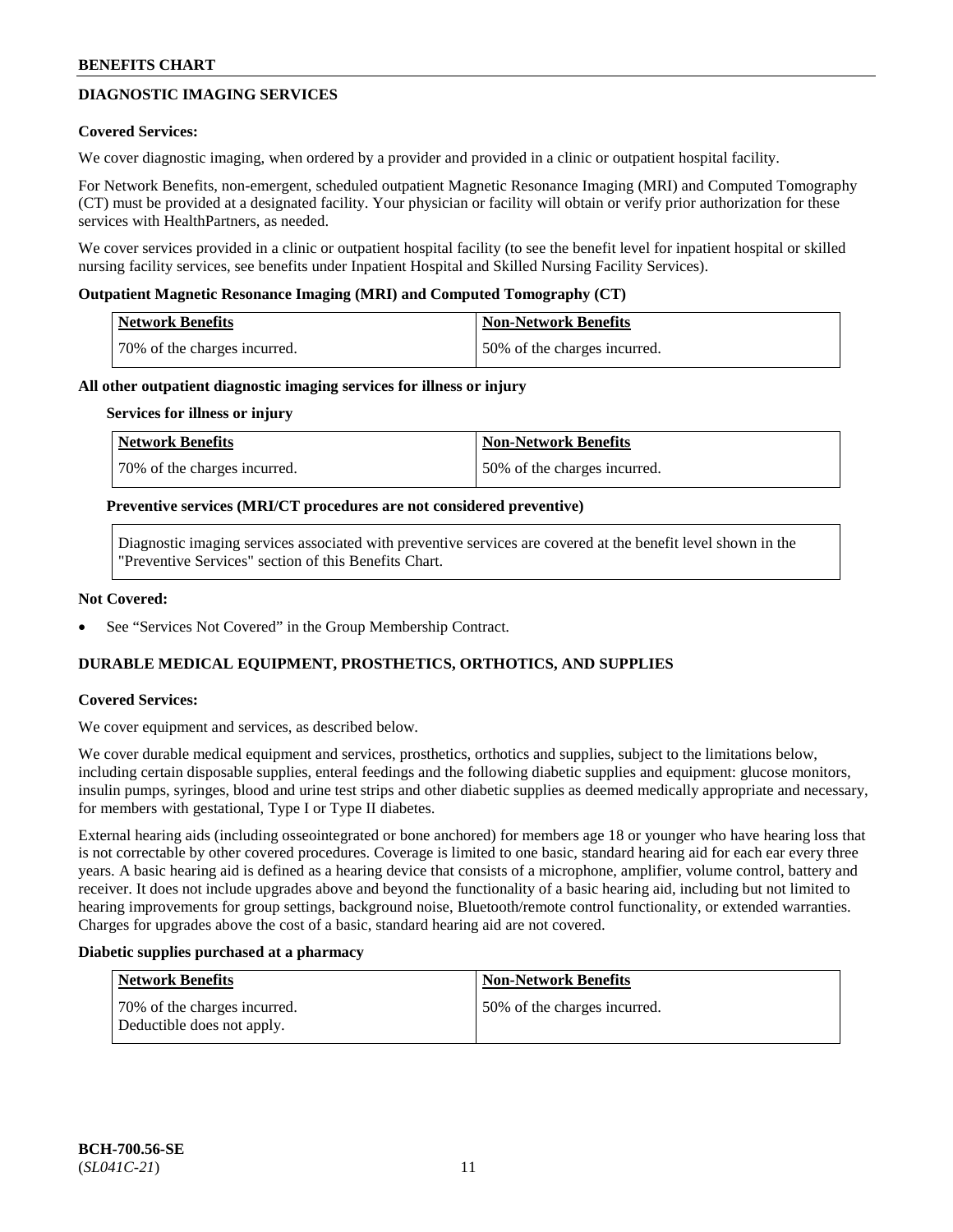## DIAGNOSTIC IMAGING SERVICES

**Covered Services:**

We cover diagnostic imaging, when ordered by a provider and provided in a clinic or outpatient hospital facility.

For Network Benefits, non-emergent, scheduled outpatient Magnetic Resonance Imaging (MRI) and Computed Tomography (CT) must be provided at a designated facility. Your physician or facility will obtain or verify prior authorization for these services with HealthPartners, as needed.

We cover services provided in a clinic or outpatient hospital facility (to see the benefit level for inpatient hospital or skilled nursing facility services, see benefits under Inpatient Hospital and Skilled Nursing Facility Services).

**Outpatient Magnetic Resonance Imaging (MRI) and Computed Tomography (CT)**

| Network Benefits | Non-Network Benefits |
|---|---|
| 70% of the charges incurred. | 50% of the charges incurred. |

**All other outpatient diagnostic imaging services for illness or injury**

**Services for illness or injury**

| Network Benefits | Non-Network Benefits |
|---|---|
| 70% of the charges incurred. | 50% of the charges incurred. |

**Preventive services (MRI/CT procedures are not considered preventive)**

Diagnostic imaging services associated with preventive services are covered at the benefit level shown in the "Preventive Services" section of this Benefits Chart.

**Not Covered:**

- See "Services Not Covered" in the Group Membership Contract.

## DURABLE MEDICAL EQUIPMENT, PROSTHETICS, ORTHOTICS, AND SUPPLIES

**Covered Services:**

We cover equipment and services, as described below.

We cover durable medical equipment and services, prosthetics, orthotics and supplies, subject to the limitations below, including certain disposable supplies, enteral feedings and the following diabetic supplies and equipment: glucose monitors, insulin pumps, syringes, blood and urine test strips and other diabetic supplies as deemed medically appropriate and necessary, for members with gestational, Type I or Type II diabetes.

External hearing aids (including osseointegrated or bone anchored) for members age 18 or younger who have hearing loss that is not correctable by other covered procedures. Coverage is limited to one basic, standard hearing aid for each ear every three years. A basic hearing aid is defined as a hearing device that consists of a microphone, amplifier, volume control, battery and receiver. It does not include upgrades above and beyond the functionality of a basic hearing aid, including but not limited to hearing improvements for group settings, background noise, Bluetooth/remote control functionality, or extended warranties. Charges for upgrades above the cost of a basic, standard hearing aid are not covered.

**Diabetic supplies purchased at a pharmacy**

| Network Benefits | Non-Network Benefits |
|---|---|
| 70% of the charges incurred. Deductible does not apply. | 50% of the charges incurred. |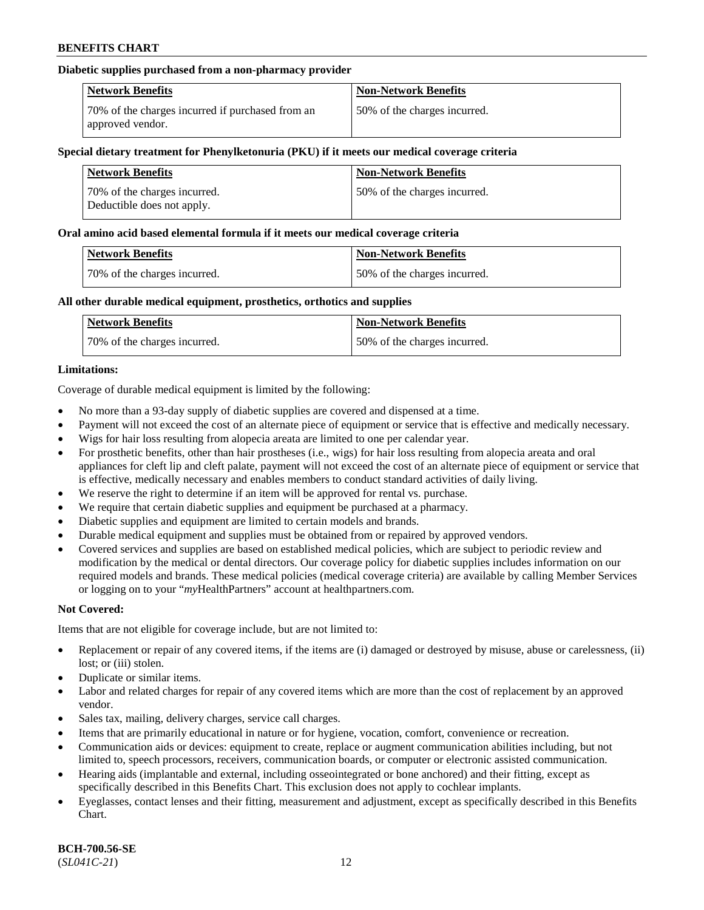**Diabetic supplies purchased from a non-pharmacy provider**

| Network Benefits | Non-Network Benefits |
| --- | --- |
| 70% of the charges incurred if purchased from an approved vendor. | 50% of the charges incurred. |

**Special dietary treatment for Phenylketonuria (PKU) if it meets our medical coverage criteria**

| Network Benefits | Non-Network Benefits |
| --- | --- |
| 70% of the charges incurred. Deductible does not apply. | 50% of the charges incurred. |

**Oral amino acid based elemental formula if it meets our medical coverage criteria**

| Network Benefits | Non-Network Benefits |
| --- | --- |
| 70% of the charges incurred. | 50% of the charges incurred. |

**All other durable medical equipment, prosthetics, orthotics and supplies**

| Network Benefits | Non-Network Benefits |
| --- | --- |
| 70% of the charges incurred. | 50% of the charges incurred. |

**Limitations:**

Coverage of durable medical equipment is limited by the following:

- No more than a 93-day supply of diabetic supplies are covered and dispensed at a time.
- Payment will not exceed the cost of an alternate piece of equipment or service that is effective and medically necessary.
- Wigs for hair loss resulting from alopecia areata are limited to one per calendar year.
- For prosthetic benefits, other than hair prostheses (i.e., wigs) for hair loss resulting from alopecia areata and oral appliances for cleft lip and cleft palate, payment will not exceed the cost of an alternate piece of equipment or service that is effective, medically necessary and enables members to conduct standard activities of daily living.
- We reserve the right to determine if an item will be approved for rental vs. purchase.
- We require that certain diabetic supplies and equipment be purchased at a pharmacy.
- Diabetic supplies and equipment are limited to certain models and brands.
- Durable medical equipment and supplies must be obtained from or repaired by approved vendors.
- Covered services and supplies are based on established medical policies, which are subject to periodic review and modification by the medical or dental directors. Our coverage policy for diabetic supplies includes information on our required models and brands. These medical policies (medical coverage criteria) are available by calling Member Services or logging on to your "*my*HealthPartners" account at healthpartners.com.

**Not Covered:**

Items that are not eligible for coverage include, but are not limited to:

- Replacement or repair of any covered items, if the items are (i) damaged or destroyed by misuse, abuse or carelessness, (ii) lost; or (iii) stolen.
- Duplicate or similar items.
- Labor and related charges for repair of any covered items which are more than the cost of replacement by an approved vendor.
- Sales tax, mailing, delivery charges, service call charges.
- Items that are primarily educational in nature or for hygiene, vocation, comfort, convenience or recreation.
- Communication aids or devices: equipment to create, replace or augment communication abilities including, but not limited to, speech processors, receivers, communication boards, or computer or electronic assisted communication.
- Hearing aids (implantable and external, including osseointegrated or bone anchored) and their fitting, except as specifically described in this Benefits Chart. This exclusion does not apply to cochlear implants.
- Eyeglasses, contact lenses and their fitting, measurement and adjustment, except as specifically described in this Benefits Chart.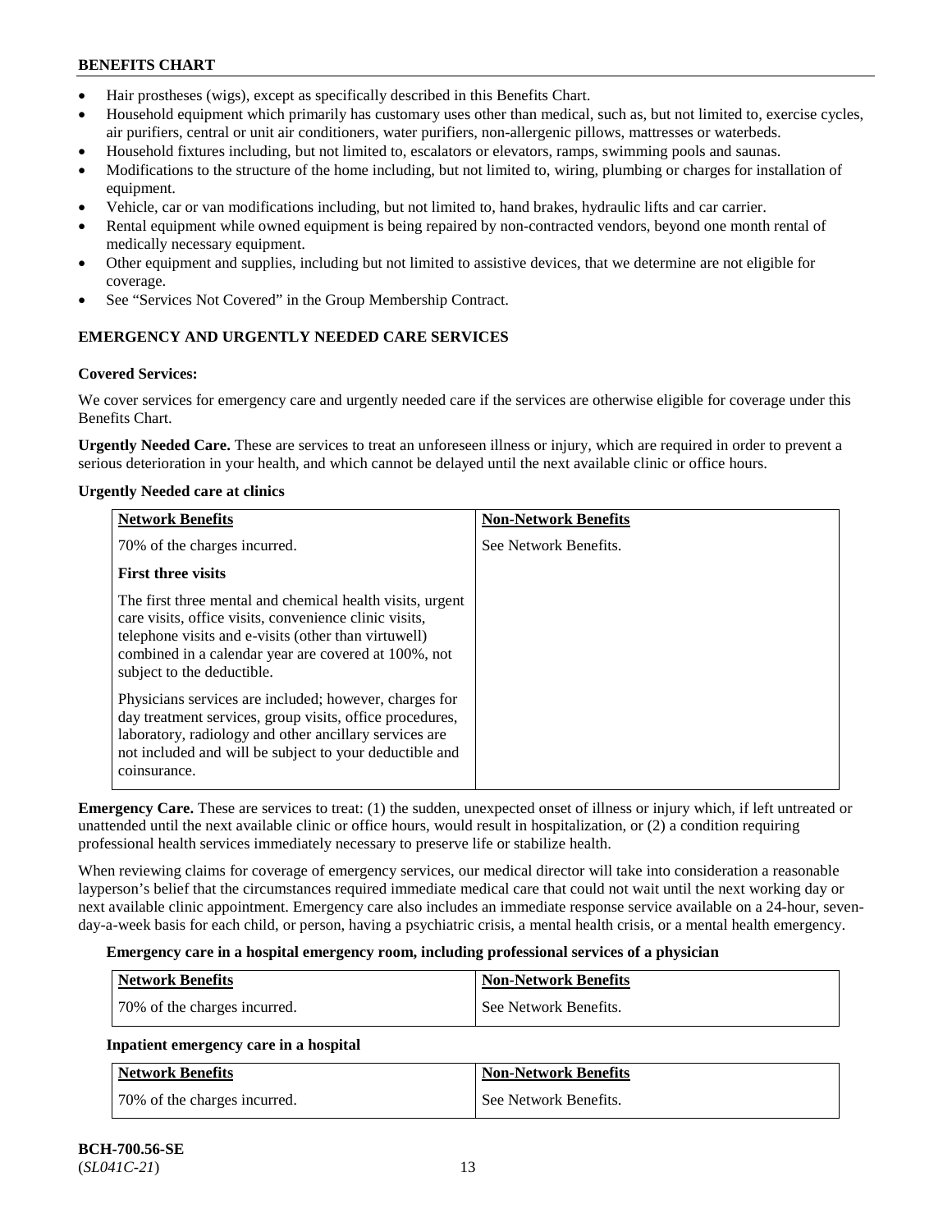- Hair prostheses (wigs), except as specifically described in this Benefits Chart.
- Household equipment which primarily has customary uses other than medical, such as, but not limited to, exercise cycles, air purifiers, central or unit air conditioners, water purifiers, non-allergenic pillows, mattresses or waterbeds.
- Household fixtures including, but not limited to, escalators or elevators, ramps, swimming pools and saunas.
- Modifications to the structure of the home including, but not limited to, wiring, plumbing or charges for installation of equipment.
- Vehicle, car or van modifications including, but not limited to, hand brakes, hydraulic lifts and car carrier.
- Rental equipment while owned equipment is being repaired by non-contracted vendors, beyond one month rental of medically necessary equipment.
- Other equipment and supplies, including but not limited to assistive devices, that we determine are not eligible for coverage.
- See "Services Not Covered" in the Group Membership Contract.

## EMERGENCY AND URGENTLY NEEDED CARE SERVICES

**Covered Services:**

We cover services for emergency care and urgently needed care if the services are otherwise eligible for coverage under this Benefits Chart.

**Urgently Needed Care.** These are services to treat an unforeseen illness or injury, which are required in order to prevent a serious deterioration in your health, and which cannot be delayed until the next available clinic or office hours.

**Urgently Needed care at clinics**

| Network Benefits | Non-Network Benefits |
|---|---|
| 70% of the charges incurred.<br><br>**First three visits**<br><br>The first three mental and chemical health visits, urgent care visits, office visits, convenience clinic visits, telephone visits and e-visits (other than virtuwell) combined in a calendar year are covered at 100%, not subject to the deductible.<br><br>Physicians services are included; however, charges for day treatment services, group visits, office procedures, laboratory, radiology and other ancillary services are not included and will be subject to your deductible and coinsurance. | See Network Benefits. |

**Emergency Care.** These are services to treat: (1) the sudden, unexpected onset of illness or injury which, if left untreated or unattended until the next available clinic or office hours, would result in hospitalization, or (2) a condition requiring professional health services immediately necessary to preserve life or stabilize health.

When reviewing claims for coverage of emergency services, our medical director will take into consideration a reasonable layperson's belief that the circumstances required immediate medical care that could not wait until the next working day or next available clinic appointment. Emergency care also includes an immediate response service available on a 24-hour, seven-day-a-week basis for each child, or person, having a psychiatric crisis, a mental health crisis, or a mental health emergency.

**Emergency care in a hospital emergency room, including professional services of a physician**

| Network Benefits | Non-Network Benefits |
|---|---|
| 70% of the charges incurred. | See Network Benefits. |

**Inpatient emergency care in a hospital**

| Network Benefits | Non-Network Benefits |
|---|---|
| 70% of the charges incurred. | See Network Benefits. |

BCH-700.56-SE
(*SL041C-21*)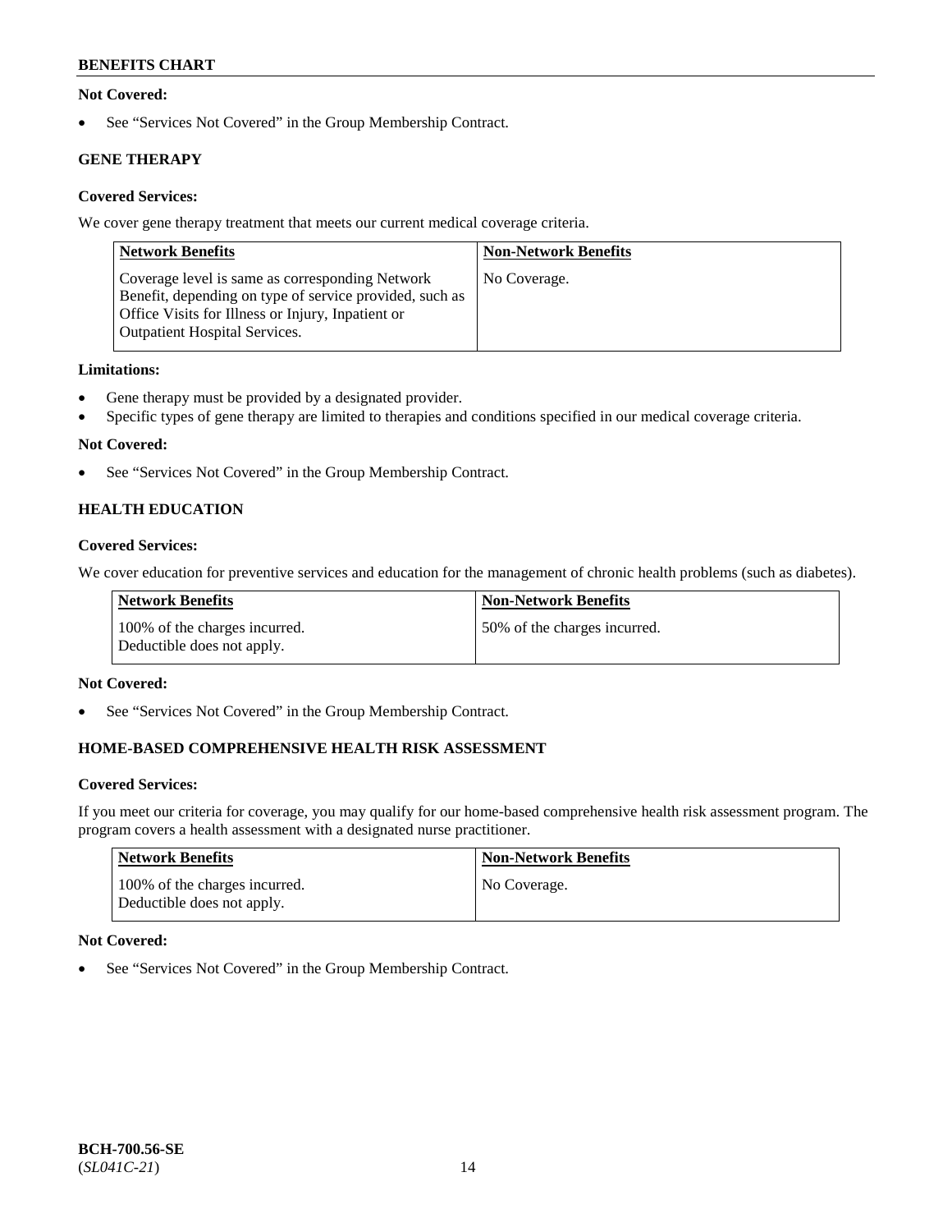**Not Covered:**

- See "Services Not Covered" in the Group Membership Contract.

**GENE THERAPY**

**Covered Services:**

We cover gene therapy treatment that meets our current medical coverage criteria.

| Network Benefits | Non-Network Benefits |
|---|---|
| Coverage level is same as corresponding Network Benefit, depending on type of service provided, such as Office Visits for Illness or Injury, Inpatient or Outpatient Hospital Services. | No Coverage. |

**Limitations:**

- Gene therapy must be provided by a designated provider.
- Specific types of gene therapy are limited to therapies and conditions specified in our medical coverage criteria.

**Not Covered:**

- See "Services Not Covered" in the Group Membership Contract.

**HEALTH EDUCATION**

**Covered Services:**

We cover education for preventive services and education for the management of chronic health problems (such as diabetes).

| Network Benefits | Non-Network Benefits |
|---|---|
| 100% of the charges incurred. Deductible does not apply. | 50% of the charges incurred. |

**Not Covered:**

- See "Services Not Covered" in the Group Membership Contract.

**HOME-BASED COMPREHENSIVE HEALTH RISK ASSESSMENT**

**Covered Services:**

If you meet our criteria for coverage, you may qualify for our home-based comprehensive health risk assessment program. The program covers a health assessment with a designated nurse practitioner.

| Network Benefits | Non-Network Benefits |
|---|---|
| 100% of the charges incurred. Deductible does not apply. | No Coverage. |

**Not Covered:**

- See "Services Not Covered" in the Group Membership Contract.

**BCH-700.56-SE**
(*SL041C-21*)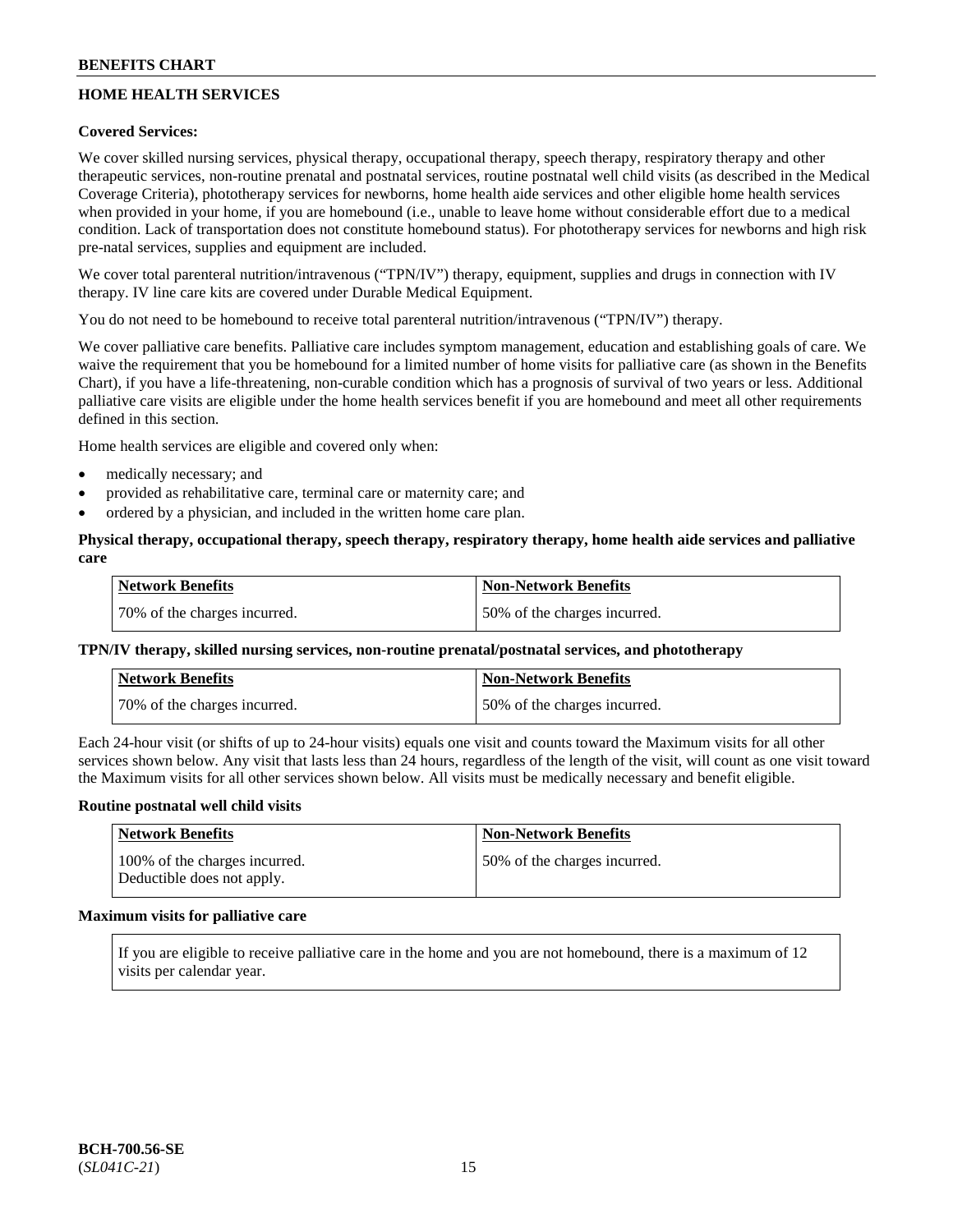## HOME HEALTH SERVICES

**Covered Services:**

We cover skilled nursing services, physical therapy, occupational therapy, speech therapy, respiratory therapy and other therapeutic services, non-routine prenatal and postnatal services, routine postnatal well child visits (as described in the Medical Coverage Criteria), phototherapy services for newborns, home health aide services and other eligible home health services when provided in your home, if you are homebound (i.e., unable to leave home without considerable effort due to a medical condition. Lack of transportation does not constitute homebound status). For phototherapy services for newborns and high risk pre-natal services, supplies and equipment are included.

We cover total parenteral nutrition/intravenous ("TPN/IV") therapy, equipment, supplies and drugs in connection with IV therapy. IV line care kits are covered under Durable Medical Equipment.

You do not need to be homebound to receive total parenteral nutrition/intravenous ("TPN/IV") therapy.

We cover palliative care benefits. Palliative care includes symptom management, education and establishing goals of care. We waive the requirement that you be homebound for a limited number of home visits for palliative care (as shown in the Benefits Chart), if you have a life-threatening, non-curable condition which has a prognosis of survival of two years or less. Additional palliative care visits are eligible under the home health services benefit if you are homebound and meet all other requirements defined in this section.

Home health services are eligible and covered only when:

- medically necessary; and
- provided as rehabilitative care, terminal care or maternity care; and
- ordered by a physician, and included in the written home care plan.

**Physical therapy, occupational therapy, speech therapy, respiratory therapy, home health aide services and palliative care**

| Network Benefits | Non-Network Benefits |
|---|---|
| 70% of the charges incurred. | 50% of the charges incurred. |

**TPN/IV therapy, skilled nursing services, non-routine prenatal/postnatal services, and phototherapy**

| Network Benefits | Non-Network Benefits |
|---|---|
| 70% of the charges incurred. | 50% of the charges incurred. |

Each 24-hour visit (or shifts of up to 24-hour visits) equals one visit and counts toward the Maximum visits for all other services shown below. Any visit that lasts less than 24 hours, regardless of the length of the visit, will count as one visit toward the Maximum visits for all other services shown below. All visits must be medically necessary and benefit eligible.

**Routine postnatal well child visits**

| Network Benefits | Non-Network Benefits |
|---|---|
| 100% of the charges incurred. Deductible does not apply. | 50% of the charges incurred. |

**Maximum visits for palliative care**

| If you are eligible to receive palliative care in the home and you are not homebound, there is a maximum of 12 visits per calendar year. |
|---|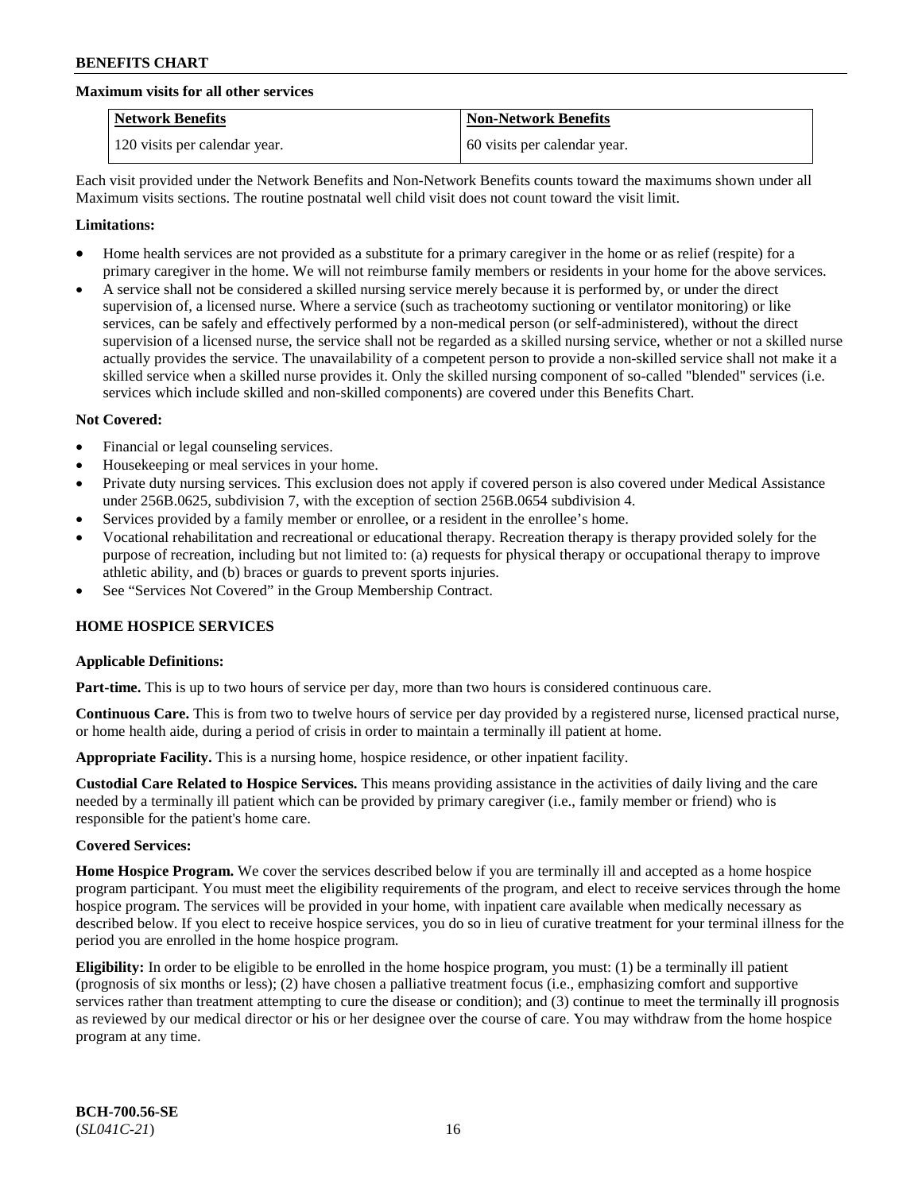#### Maximum visits for all other services

| Network Benefits | Non-Network Benefits |
|---|---|
| 120 visits per calendar year. | 60 visits per calendar year. |

Each visit provided under the Network Benefits and Non-Network Benefits counts toward the maximums shown under all Maximum visits sections. The routine postnatal well child visit does not count toward the visit limit.

**Limitations:**

- Home health services are not provided as a substitute for a primary caregiver in the home or as relief (respite) for a primary caregiver in the home. We will not reimburse family members or residents in your home for the above services.
- A service shall not be considered a skilled nursing service merely because it is performed by, or under the direct supervision of, a licensed nurse. Where a service (such as tracheotomy suctioning or ventilator monitoring) or like services, can be safely and effectively performed by a non-medical person (or self-administered), without the direct supervision of a licensed nurse, the service shall not be regarded as a skilled nursing service, whether or not a skilled nurse actually provides the service. The unavailability of a competent person to provide a non-skilled service shall not make it a skilled service when a skilled nurse provides it. Only the skilled nursing component of so-called "blended" services (i.e. services which include skilled and non-skilled components) are covered under this Benefits Chart.

**Not Covered:**

- Financial or legal counseling services.
- Housekeeping or meal services in your home.
- Private duty nursing services. This exclusion does not apply if covered person is also covered under Medical Assistance under 256B.0625, subdivision 7, with the exception of section 256B.0654 subdivision 4.
- Services provided by a family member or enrollee, or a resident in the enrollee's home.
- Vocational rehabilitation and recreational or educational therapy. Recreation therapy is therapy provided solely for the purpose of recreation, including but not limited to: (a) requests for physical therapy or occupational therapy to improve athletic ability, and (b) braces or guards to prevent sports injuries.
- See "Services Not Covered" in the Group Membership Contract.

### HOME HOSPICE SERVICES

**Applicable Definitions:**

**Part-time.** This is up to two hours of service per day, more than two hours is considered continuous care.

**Continuous Care.** This is from two to twelve hours of service per day provided by a registered nurse, licensed practical nurse, or home health aide, during a period of crisis in order to maintain a terminally ill patient at home.

**Appropriate Facility.** This is a nursing home, hospice residence, or other inpatient facility.

**Custodial Care Related to Hospice Services.** This means providing assistance in the activities of daily living and the care needed by a terminally ill patient which can be provided by primary caregiver (i.e., family member or friend) who is responsible for the patient's home care.

**Covered Services:**

**Home Hospice Program.** We cover the services described below if you are terminally ill and accepted as a home hospice program participant. You must meet the eligibility requirements of the program, and elect to receive services through the home hospice program. The services will be provided in your home, with inpatient care available when medically necessary as described below. If you elect to receive hospice services, you do so in lieu of curative treatment for your terminal illness for the period you are enrolled in the home hospice program.

**Eligibility:** In order to be eligible to be enrolled in the home hospice program, you must: (1) be a terminally ill patient (prognosis of six months or less); (2) have chosen a palliative treatment focus (i.e., emphasizing comfort and supportive services rather than treatment attempting to cure the disease or condition); and (3) continue to meet the terminally ill prognosis as reviewed by our medical director or his or her designee over the course of care. You may withdraw from the home hospice program at any time.

BCH-700.56-SE
(*SL041C-21*)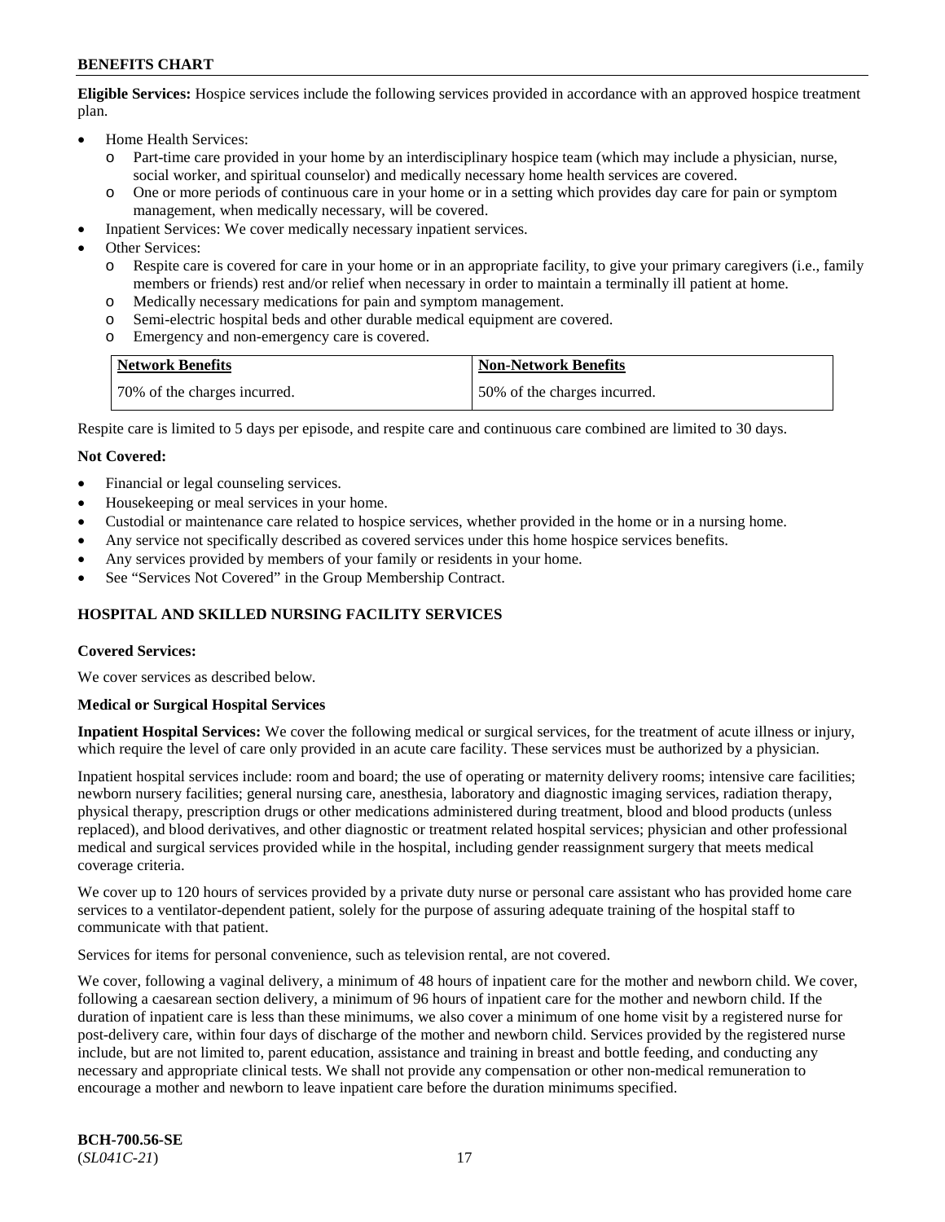**Eligible Services:** Hospice services include the following services provided in accordance with an approved hospice treatment plan.

- Home Health Services:
  - Part-time care provided in your home by an interdisciplinary hospice team (which may include a physician, nurse, social worker, and spiritual counselor) and medically necessary home health services are covered.
  - One or more periods of continuous care in your home or in a setting which provides day care for pain or symptom management, when medically necessary, will be covered.
- Inpatient Services: We cover medically necessary inpatient services.
- Other Services:
  - Respite care is covered for care in your home or in an appropriate facility, to give your primary caregivers (i.e., family members or friends) rest and/or relief when necessary in order to maintain a terminally ill patient at home.
  - Medically necessary medications for pain and symptom management.
  - Semi-electric hospital beds and other durable medical equipment are covered.
  - Emergency and non-emergency care is covered.

| Network Benefits | Non-Network Benefits |
|---|---|
| 70% of the charges incurred. | 50% of the charges incurred. |

Respite care is limited to 5 days per episode, and respite care and continuous care combined are limited to 30 days.

**Not Covered:**

- Financial or legal counseling services.
- Housekeeping or meal services in your home.
- Custodial or maintenance care related to hospice services, whether provided in the home or in a nursing home.
- Any service not specifically described as covered services under this home hospice services benefits.
- Any services provided by members of your family or residents in your home.
- See "Services Not Covered" in the Group Membership Contract.

## HOSPITAL AND SKILLED NURSING FACILITY SERVICES

**Covered Services:**

We cover services as described below.

**Medical or Surgical Hospital Services**

**Inpatient Hospital Services:** We cover the following medical or surgical services, for the treatment of acute illness or injury, which require the level of care only provided in an acute care facility. These services must be authorized by a physician.

Inpatient hospital services include: room and board; the use of operating or maternity delivery rooms; intensive care facilities; newborn nursery facilities; general nursing care, anesthesia, laboratory and diagnostic imaging services, radiation therapy, physical therapy, prescription drugs or other medications administered during treatment, blood and blood products (unless replaced), and blood derivatives, and other diagnostic or treatment related hospital services; physician and other professional medical and surgical services provided while in the hospital, including gender reassignment surgery that meets medical coverage criteria.

We cover up to 120 hours of services provided by a private duty nurse or personal care assistant who has provided home care services to a ventilator-dependent patient, solely for the purpose of assuring adequate training of the hospital staff to communicate with that patient.

Services for items for personal convenience, such as television rental, are not covered.

We cover, following a vaginal delivery, a minimum of 48 hours of inpatient care for the mother and newborn child. We cover, following a caesarean section delivery, a minimum of 96 hours of inpatient care for the mother and newborn child. If the duration of inpatient care is less than these minimums, we also cover a minimum of one home visit by a registered nurse for post-delivery care, within four days of discharge of the mother and newborn child. Services provided by the registered nurse include, but are not limited to, parent education, assistance and training in breast and bottle feeding, and conducting any necessary and appropriate clinical tests. We shall not provide any compensation or other non-medical remuneration to encourage a mother and newborn to leave inpatient care before the duration minimums specified.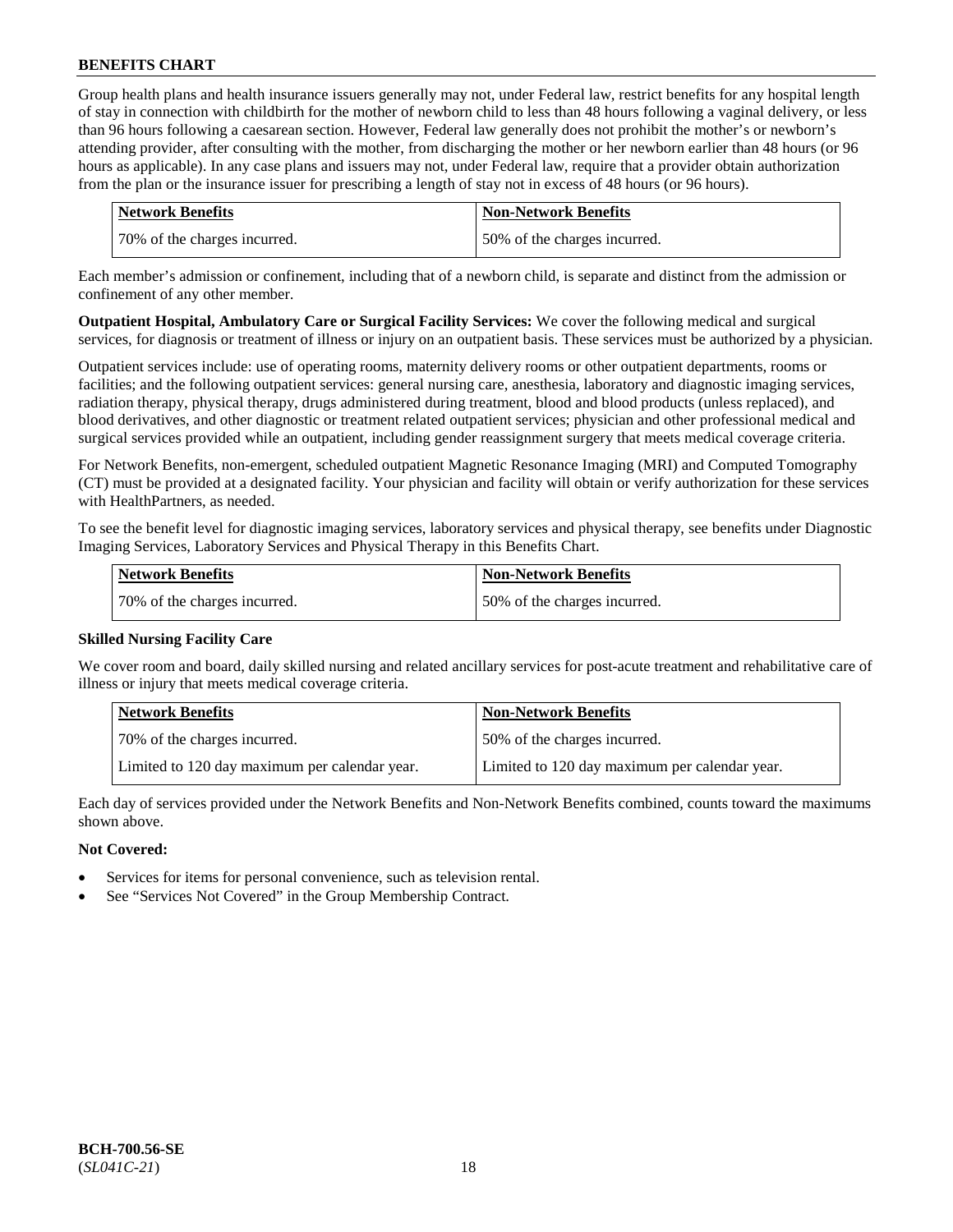Group health plans and health insurance issuers generally may not, under Federal law, restrict benefits for any hospital length of stay in connection with childbirth for the mother of newborn child to less than 48 hours following a vaginal delivery, or less than 96 hours following a caesarean section. However, Federal law generally does not prohibit the mother's or newborn's attending provider, after consulting with the mother, from discharging the mother or her newborn earlier than 48 hours (or 96 hours as applicable). In any case plans and issuers may not, under Federal law, require that a provider obtain authorization from the plan or the insurance issuer for prescribing a length of stay not in excess of 48 hours (or 96 hours).

| Network Benefits | Non-Network Benefits |
|---|---|
| 70% of the charges incurred. | 50% of the charges incurred. |

Each member's admission or confinement, including that of a newborn child, is separate and distinct from the admission or confinement of any other member.

**Outpatient Hospital, Ambulatory Care or Surgical Facility Services:** We cover the following medical and surgical services, for diagnosis or treatment of illness or injury on an outpatient basis. These services must be authorized by a physician.

Outpatient services include: use of operating rooms, maternity delivery rooms or other outpatient departments, rooms or facilities; and the following outpatient services: general nursing care, anesthesia, laboratory and diagnostic imaging services, radiation therapy, physical therapy, drugs administered during treatment, blood and blood products (unless replaced), and blood derivatives, and other diagnostic or treatment related outpatient services; physician and other professional medical and surgical services provided while an outpatient, including gender reassignment surgery that meets medical coverage criteria.

For Network Benefits, non-emergent, scheduled outpatient Magnetic Resonance Imaging (MRI) and Computed Tomography (CT) must be provided at a designated facility. Your physician and facility will obtain or verify authorization for these services with HealthPartners, as needed.

To see the benefit level for diagnostic imaging services, laboratory services and physical therapy, see benefits under Diagnostic Imaging Services, Laboratory Services and Physical Therapy in this Benefits Chart.

| Network Benefits | Non-Network Benefits |
|---|---|
| 70% of the charges incurred. | 50% of the charges incurred. |

### Skilled Nursing Facility Care

We cover room and board, daily skilled nursing and related ancillary services for post-acute treatment and rehabilitative care of illness or injury that meets medical coverage criteria.

| Network Benefits | Non-Network Benefits |
|---|---|
| 70% of the charges incurred. | 50% of the charges incurred. |
| Limited to 120 day maximum per calendar year. | Limited to 120 day maximum per calendar year. |

Each day of services provided under the Network Benefits and Non-Network Benefits combined, counts toward the maximums shown above.

**Not Covered:**

- Services for items for personal convenience, such as television rental.
- See "Services Not Covered" in the Group Membership Contract.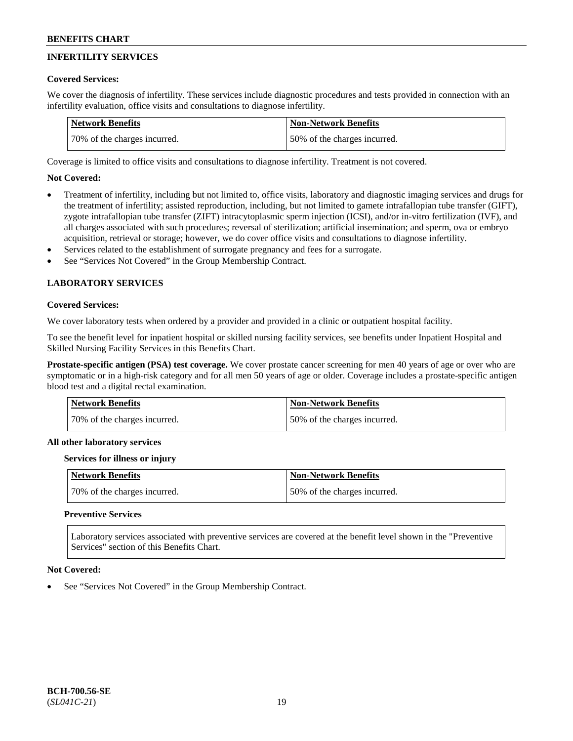## INFERTILITY SERVICES

**Covered Services:**

We cover the diagnosis of infertility. These services include diagnostic procedures and tests provided in connection with an infertility evaluation, office visits and consultations to diagnose infertility.

| Network Benefits | Non-Network Benefits |
| --- | --- |
| 70% of the charges incurred. | 50% of the charges incurred. |

Coverage is limited to office visits and consultations to diagnose infertility. Treatment is not covered.

**Not Covered:**

- Treatment of infertility, including but not limited to, office visits, laboratory and diagnostic imaging services and drugs for the treatment of infertility; assisted reproduction, including, but not limited to gamete intrafallopian tube transfer (GIFT), zygote intrafallopian tube transfer (ZIFT) intracytoplasmic sperm injection (ICSI), and/or in-vitro fertilization (IVF), and all charges associated with such procedures; reversal of sterilization; artificial insemination; and sperm, ova or embryo acquisition, retrieval or storage; however, we do cover office visits and consultations to diagnose infertility.
- Services related to the establishment of surrogate pregnancy and fees for a surrogate.
- See "Services Not Covered" in the Group Membership Contract.

## LABORATORY SERVICES

**Covered Services:**

We cover laboratory tests when ordered by a provider and provided in a clinic or outpatient hospital facility.

To see the benefit level for inpatient hospital or skilled nursing facility services, see benefits under Inpatient Hospital and Skilled Nursing Facility Services in this Benefits Chart.

**Prostate-specific antigen (PSA) test coverage.** We cover prostate cancer screening for men 40 years of age or over who are symptomatic or in a high-risk category and for all men 50 years of age or older. Coverage includes a prostate-specific antigen blood test and a digital rectal examination.

| Network Benefits | Non-Network Benefits |
| --- | --- |
| 70% of the charges incurred. | 50% of the charges incurred. |

**All other laboratory services**

**Services for illness or injury**

| Network Benefits | Non-Network Benefits |
| --- | --- |
| 70% of the charges incurred. | 50% of the charges incurred. |

**Preventive Services**

Laboratory services associated with preventive services are covered at the benefit level shown in the "Preventive Services" section of this Benefits Chart.

**Not Covered:**

- See "Services Not Covered" in the Group Membership Contract.

BCH-700.56-SE
(*SL041C-21*)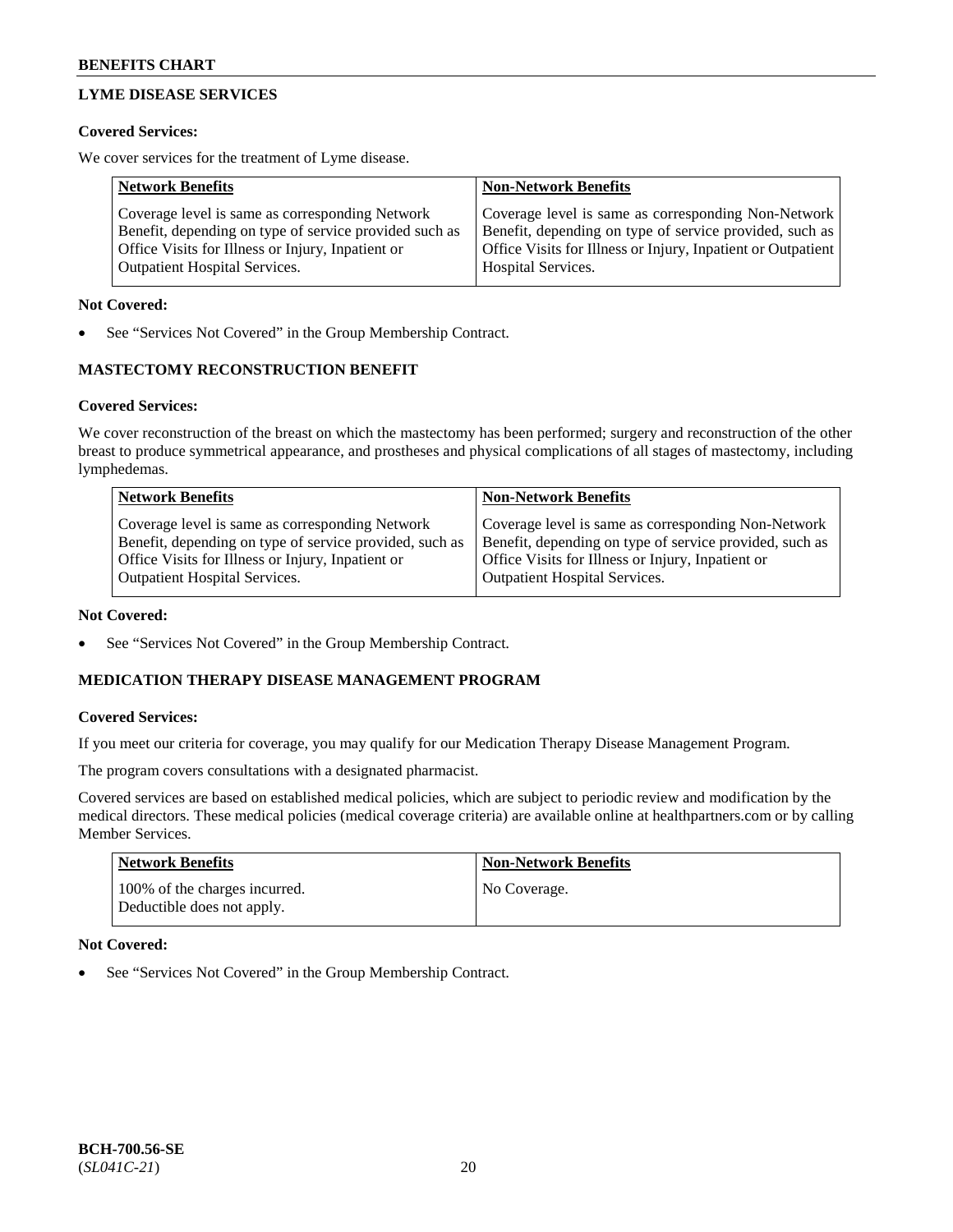## LYME DISEASE SERVICES

**Covered Services:**

We cover services for the treatment of Lyme disease.

| Network Benefits | Non-Network Benefits |
|---|---|
| Coverage level is same as corresponding Network Benefit, depending on type of service provided such as Office Visits for Illness or Injury, Inpatient or Outpatient Hospital Services. | Coverage level is same as corresponding Non-Network Benefit, depending on type of service provided, such as Office Visits for Illness or Injury, Inpatient or Outpatient Hospital Services. |

**Not Covered:**

- See "Services Not Covered" in the Group Membership Contract.

## MASTECTOMY RECONSTRUCTION BENEFIT

**Covered Services:**

We cover reconstruction of the breast on which the mastectomy has been performed; surgery and reconstruction of the other breast to produce symmetrical appearance, and prostheses and physical complications of all stages of mastectomy, including lymphedemas.

| Network Benefits | Non-Network Benefits |
|---|---|
| Coverage level is same as corresponding Network Benefit, depending on type of service provided, such as Office Visits for Illness or Injury, Inpatient or Outpatient Hospital Services. | Coverage level is same as corresponding Non-Network Benefit, depending on type of service provided, such as Office Visits for Illness or Injury, Inpatient or Outpatient Hospital Services. |

**Not Covered:**

- See "Services Not Covered" in the Group Membership Contract.

## MEDICATION THERAPY DISEASE MANAGEMENT PROGRAM

**Covered Services:**

If you meet our criteria for coverage, you may qualify for our Medication Therapy Disease Management Program.

The program covers consultations with a designated pharmacist.

Covered services are based on established medical policies, which are subject to periodic review and modification by the medical directors. These medical policies (medical coverage criteria) are available online at healthpartners.com or by calling Member Services.

| Network Benefits | Non-Network Benefits |
|---|---|
| 100% of the charges incurred. Deductible does not apply. | No Coverage. |

**Not Covered:**

- See "Services Not Covered" in the Group Membership Contract.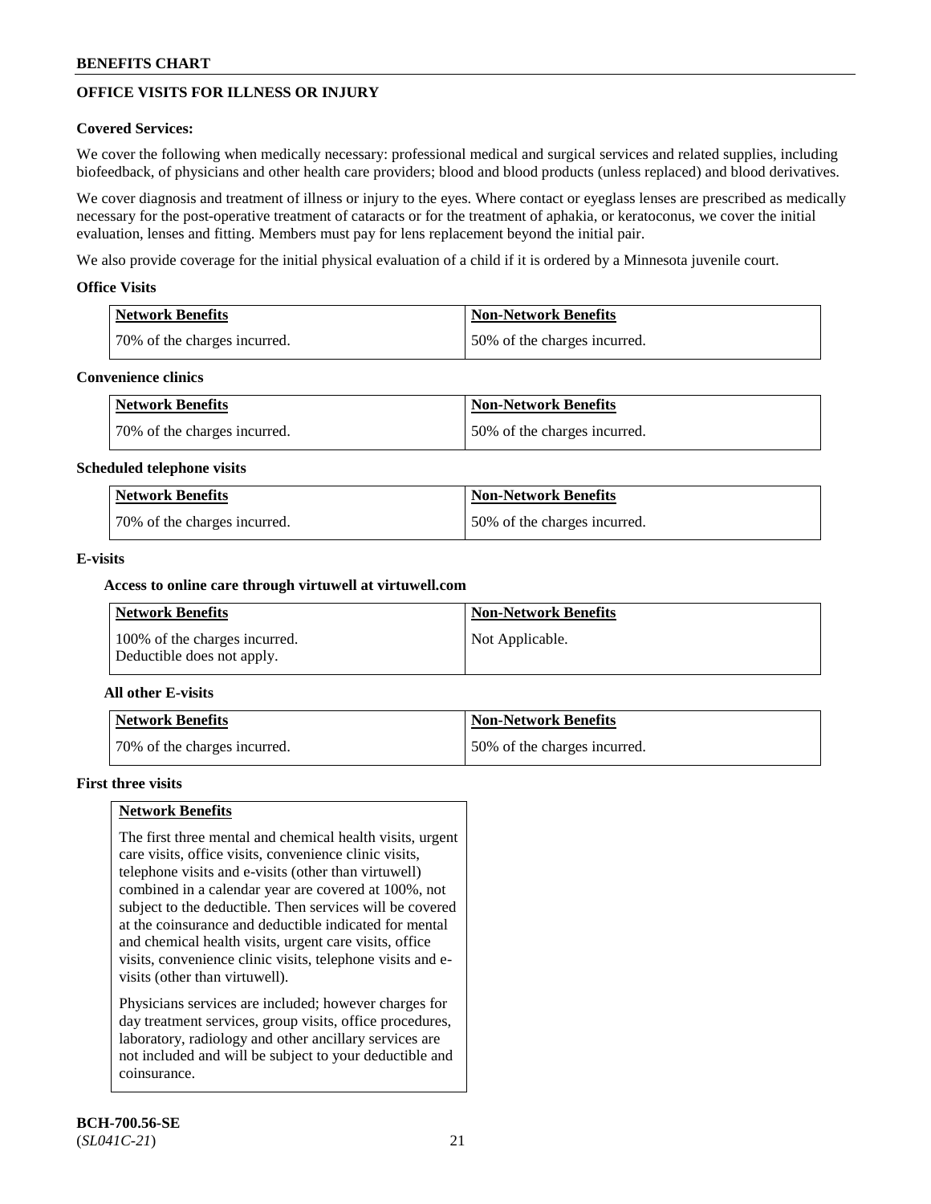## OFFICE VISITS FOR ILLNESS OR INJURY

**Covered Services:**

We cover the following when medically necessary: professional medical and surgical services and related supplies, including biofeedback, of physicians and other health care providers; blood and blood products (unless replaced) and blood derivatives.

We cover diagnosis and treatment of illness or injury to the eyes. Where contact or eyeglass lenses are prescribed as medically necessary for the post-operative treatment of cataracts or for the treatment of aphakia, or keratoconus, we cover the initial evaluation, lenses and fitting. Members must pay for lens replacement beyond the initial pair.

We also provide coverage for the initial physical evaluation of a child if it is ordered by a Minnesota juvenile court.

### Office Visits

| Network Benefits | Non-Network Benefits |
|---|---|
| 70% of the charges incurred. | 50% of the charges incurred. |

### Convenience clinics

| Network Benefits | Non-Network Benefits |
|---|---|
| 70% of the charges incurred. | 50% of the charges incurred. |

### Scheduled telephone visits

| Network Benefits | Non-Network Benefits |
|---|---|
| 70% of the charges incurred. | 50% of the charges incurred. |

### E-visits

#### Access to online care through virtuwell at virtuwell.com

| Network Benefits | Non-Network Benefits |
|---|---|
| 100% of the charges incurred. Deductible does not apply. | Not Applicable. |

#### All other E-visits

| Network Benefits | Non-Network Benefits |
|---|---|
| 70% of the charges incurred. | 50% of the charges incurred. |

### First three visits

| Network Benefits |
|---|
| The first three mental and chemical health visits, urgent care visits, office visits, convenience clinic visits, telephone visits and e-visits (other than virtuwell) combined in a calendar year are covered at 100%, not subject to the deductible. Then services will be covered at the coinsurance and deductible indicated for mental and chemical health visits, urgent care visits, office visits, convenience clinic visits, telephone visits and e-visits (other than virtuwell). <br><br> Physicians services are included; however charges for day treatment services, group visits, office procedures, laboratory, radiology and other ancillary services are not included and will be subject to your deductible and coinsurance. |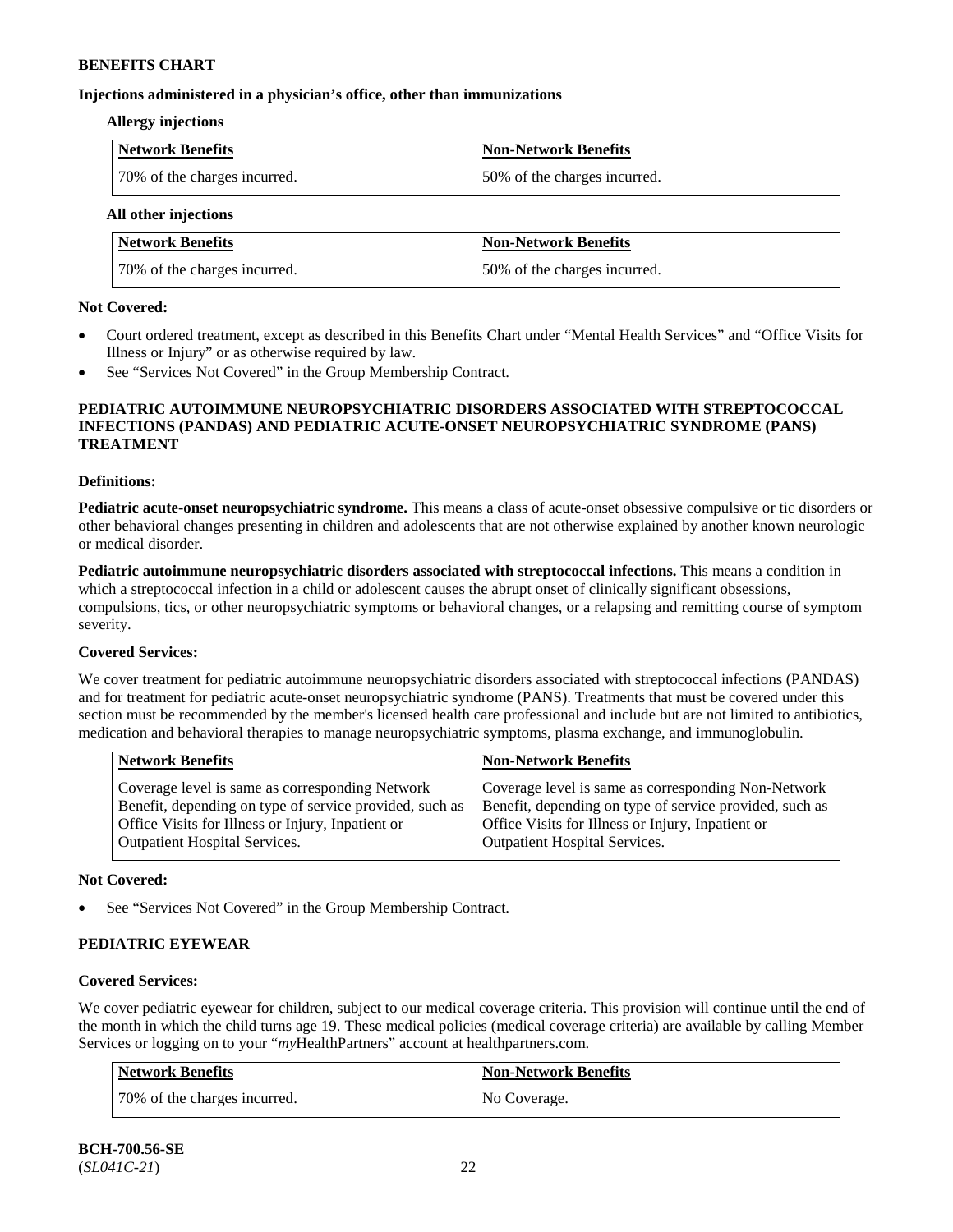**Injections administered in a physician's office, other than immunizations**

**Allergy injections**

| Network Benefits | Non-Network Benefits |
| --- | --- |
| 70% of the charges incurred. | 50% of the charges incurred. |

**All other injections**

| Network Benefits | Non-Network Benefits |
| --- | --- |
| 70% of the charges incurred. | 50% of the charges incurred. |

**Not Covered:**

- Court ordered treatment, except as described in this Benefits Chart under "Mental Health Services" and "Office Visits for Illness or Injury" or as otherwise required by law.
- See "Services Not Covered" in the Group Membership Contract.

**PEDIATRIC AUTOIMMUNE NEUROPSYCHIATRIC DISORDERS ASSOCIATED WITH STREPTOCOCCAL INFECTIONS (PANDAS) AND PEDIATRIC ACUTE-ONSET NEUROPSYCHIATRIC SYNDROME (PANS) TREATMENT**

**Definitions:**

**Pediatric acute-onset neuropsychiatric syndrome.** This means a class of acute-onset obsessive compulsive or tic disorders or other behavioral changes presenting in children and adolescents that are not otherwise explained by another known neurologic or medical disorder.

**Pediatric autoimmune neuropsychiatric disorders associated with streptococcal infections.** This means a condition in which a streptococcal infection in a child or adolescent causes the abrupt onset of clinically significant obsessions, compulsions, tics, or other neuropsychiatric symptoms or behavioral changes, or a relapsing and remitting course of symptom severity.

**Covered Services:**

We cover treatment for pediatric autoimmune neuropsychiatric disorders associated with streptococcal infections (PANDAS) and for treatment for pediatric acute-onset neuropsychiatric syndrome (PANS). Treatments that must be covered under this section must be recommended by the member's licensed health care professional and include but are not limited to antibiotics, medication and behavioral therapies to manage neuropsychiatric symptoms, plasma exchange, and immunoglobulin.

| Network Benefits | Non-Network Benefits |
| --- | --- |
| Coverage level is same as corresponding Network Benefit, depending on type of service provided, such as Office Visits for Illness or Injury, Inpatient or Outpatient Hospital Services. | Coverage level is same as corresponding Non-Network Benefit, depending on type of service provided, such as Office Visits for Illness or Injury, Inpatient or Outpatient Hospital Services. |

**Not Covered:**

- See "Services Not Covered" in the Group Membership Contract.

**PEDIATRIC EYEWEAR**

**Covered Services:**

We cover pediatric eyewear for children, subject to our medical coverage criteria. This provision will continue until the end of the month in which the child turns age 19. These medical policies (medical coverage criteria) are available by calling Member Services or logging on to your "*my*HealthPartners" account at healthpartners.com.

| Network Benefits | Non-Network Benefits |
| --- | --- |
| 70% of the charges incurred. | No Coverage. |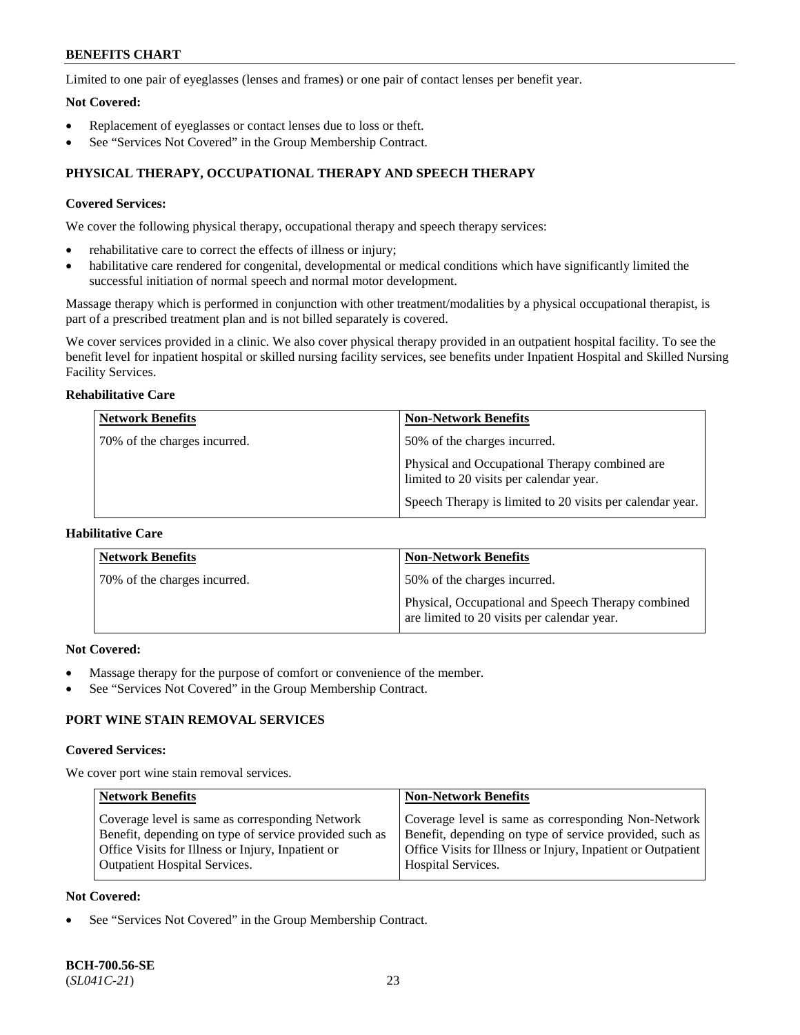Limited to one pair of eyeglasses (lenses and frames) or one pair of contact lenses per benefit year.

**Not Covered:**

- Replacement of eyeglasses or contact lenses due to loss or theft.
- See "Services Not Covered" in the Group Membership Contract.

## PHYSICAL THERAPY, OCCUPATIONAL THERAPY AND SPEECH THERAPY

**Covered Services:**

We cover the following physical therapy, occupational therapy and speech therapy services:

- rehabilitative care to correct the effects of illness or injury;
- habilitative care rendered for congenital, developmental or medical conditions which have significantly limited the successful initiation of normal speech and normal motor development.

Massage therapy which is performed in conjunction with other treatment/modalities by a physical occupational therapist, is part of a prescribed treatment plan and is not billed separately is covered.

We cover services provided in a clinic. We also cover physical therapy provided in an outpatient hospital facility. To see the benefit level for inpatient hospital or skilled nursing facility services, see benefits under Inpatient Hospital and Skilled Nursing Facility Services.

**Rehabilitative Care**

| Network Benefits | Non-Network Benefits |
|---|---|
| 70% of the charges incurred. | 50% of the charges incurred.<br><br>Physical and Occupational Therapy combined are limited to 20 visits per calendar year.<br><br>Speech Therapy is limited to 20 visits per calendar year. |

**Habilitative Care**

| Network Benefits | Non-Network Benefits |
|---|---|
| 70% of the charges incurred. | 50% of the charges incurred.<br><br>Physical, Occupational and Speech Therapy combined are limited to 20 visits per calendar year. |

**Not Covered:**

- Massage therapy for the purpose of comfort or convenience of the member.
- See "Services Not Covered" in the Group Membership Contract.

## PORT WINE STAIN REMOVAL SERVICES

**Covered Services:**

We cover port wine stain removal services.

| Network Benefits | Non-Network Benefits |
|---|---|
| Coverage level is same as corresponding Network Benefit, depending on type of service provided such as Office Visits for Illness or Injury, Inpatient or Outpatient Hospital Services. | Coverage level is same as corresponding Non-Network Benefit, depending on type of service provided, such as Office Visits for Illness or Injury, Inpatient or Outpatient Hospital Services. |

**Not Covered:**

- See "Services Not Covered" in the Group Membership Contract.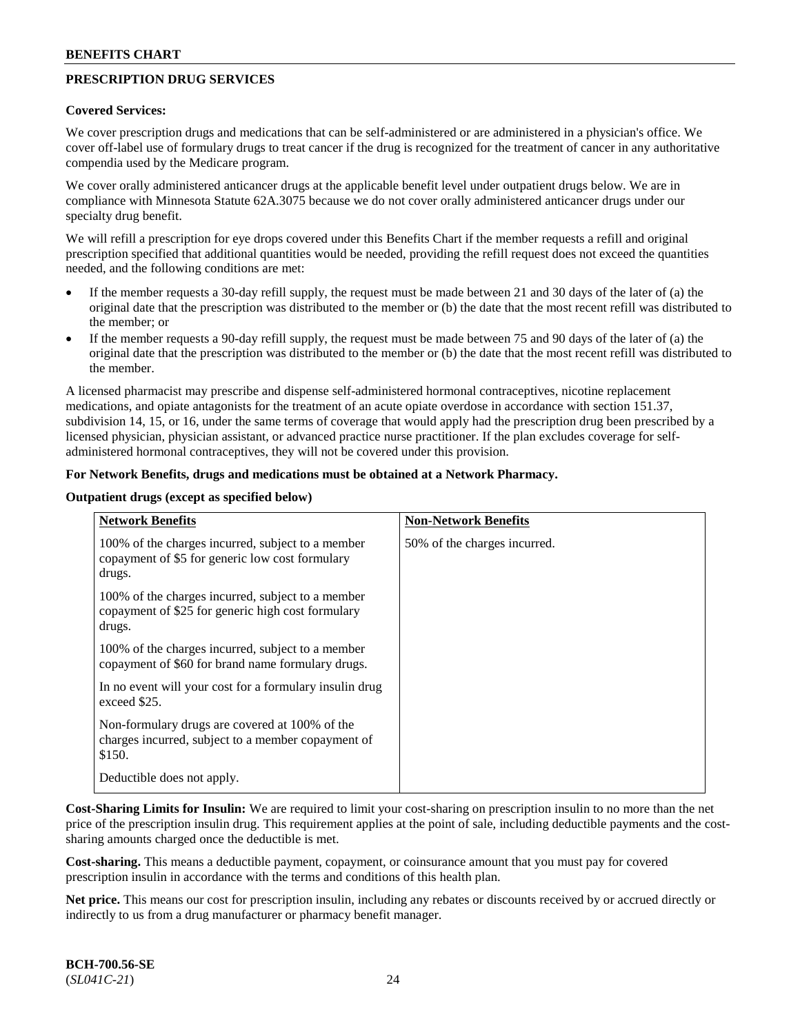## PRESCRIPTION DRUG SERVICES

**Covered Services:**

We cover prescription drugs and medications that can be self-administered or are administered in a physician's office. We cover off-label use of formulary drugs to treat cancer if the drug is recognized for the treatment of cancer in any authoritative compendia used by the Medicare program.

We cover orally administered anticancer drugs at the applicable benefit level under outpatient drugs below. We are in compliance with Minnesota Statute 62A.3075 because we do not cover orally administered anticancer drugs under our specialty drug benefit.

We will refill a prescription for eye drops covered under this Benefits Chart if the member requests a refill and original prescription specified that additional quantities would be needed, providing the refill request does not exceed the quantities needed, and the following conditions are met:

- If the member requests a 30-day refill supply, the request must be made between 21 and 30 days of the later of (a) the original date that the prescription was distributed to the member or (b) the date that the most recent refill was distributed to the member; or
- If the member requests a 90-day refill supply, the request must be made between 75 and 90 days of the later of (a) the original date that the prescription was distributed to the member or (b) the date that the most recent refill was distributed to the member.

A licensed pharmacist may prescribe and dispense self-administered hormonal contraceptives, nicotine replacement medications, and opiate antagonists for the treatment of an acute opiate overdose in accordance with section 151.37, subdivision 14, 15, or 16, under the same terms of coverage that would apply had the prescription drug been prescribed by a licensed physician, physician assistant, or advanced practice nurse practitioner. If the plan excludes coverage for self-administered hormonal contraceptives, they will not be covered under this provision.

**For Network Benefits, drugs and medications must be obtained at a Network Pharmacy.**

**Outpatient drugs (except as specified below)**

| Network Benefits | Non-Network Benefits |
|---|---|
| 100% of the charges incurred, subject to a member copayment of $5 for generic low cost formulary drugs.<br><br>100% of the charges incurred, subject to a member copayment of $25 for generic high cost formulary drugs.<br><br>100% of the charges incurred, subject to a member copayment of $60 for brand name formulary drugs.<br><br>In no event will your cost for a formulary insulin drug exceed $25.<br><br>Non-formulary drugs are covered at 100% of the charges incurred, subject to a member copayment of $150.<br><br>Deductible does not apply. | 50% of the charges incurred. |

**Cost-Sharing Limits for Insulin:** We are required to limit your cost-sharing on prescription insulin to no more than the net price of the prescription insulin drug. This requirement applies at the point of sale, including deductible payments and the cost-sharing amounts charged once the deductible is met.

**Cost-sharing.** This means a deductible payment, copayment, or coinsurance amount that you must pay for covered prescription insulin in accordance with the terms and conditions of this health plan.

**Net price.** This means our cost for prescription insulin, including any rebates or discounts received by or accrued directly or indirectly to us from a drug manufacturer or pharmacy benefit manager.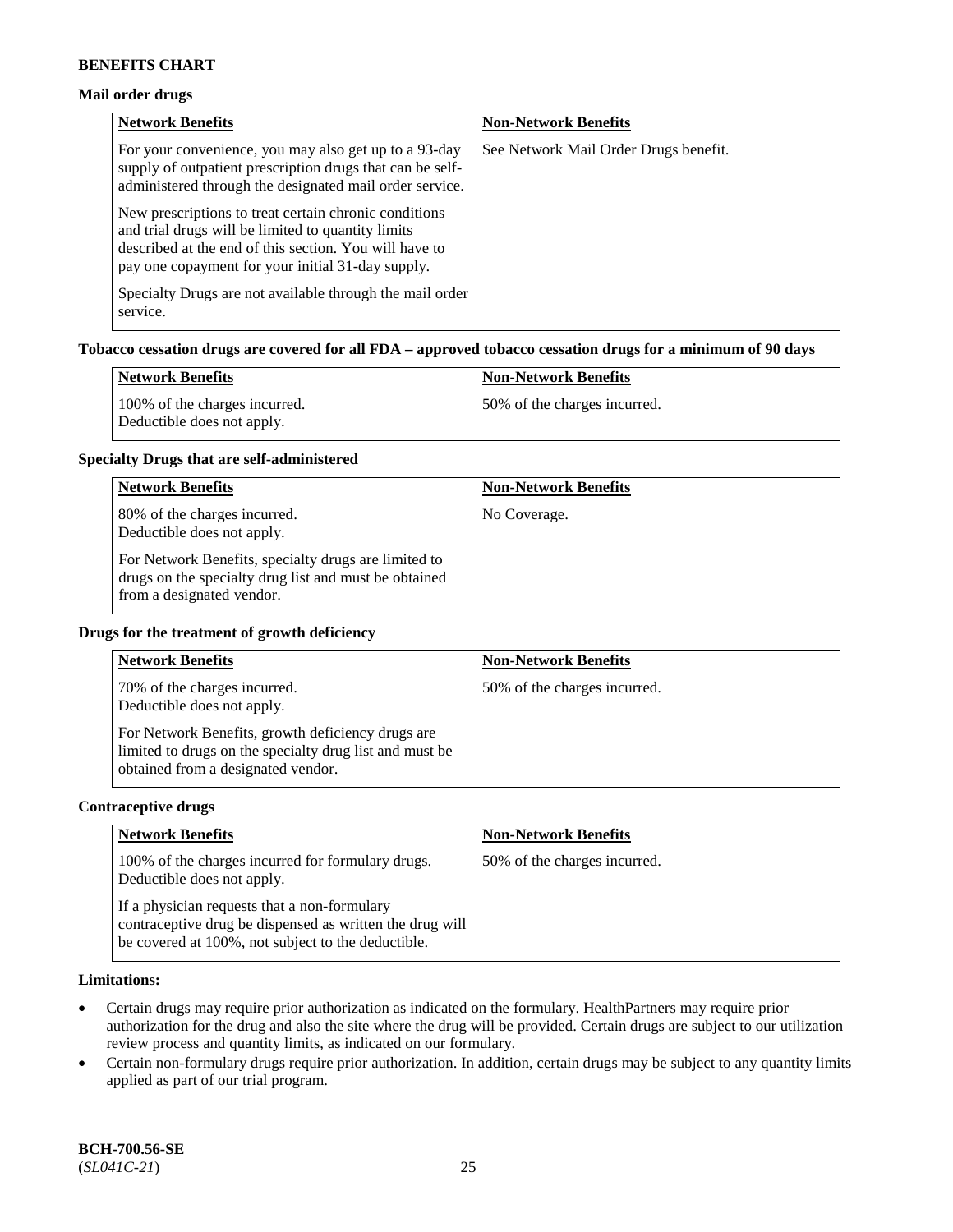### Mail order drugs

| Network Benefits | Non-Network Benefits |
|---|---|
| For your convenience, you may also get up to a 93-day supply of outpatient prescription drugs that can be self-administered through the designated mail order service. New prescriptions to treat certain chronic conditions and trial drugs will be limited to quantity limits described at the end of this section. You will have to pay one copayment for your initial 31-day supply. Specialty Drugs are not available through the mail order service. | See Network Mail Order Drugs benefit. |

### Tobacco cessation drugs are covered for all FDA – approved tobacco cessation drugs for a minimum of 90 days

| Network Benefits | Non-Network Benefits |
|---|---|
| 100% of the charges incurred. Deductible does not apply. | 50% of the charges incurred. |

### Specialty Drugs that are self-administered

| Network Benefits | Non-Network Benefits |
|---|---|
| 80% of the charges incurred. Deductible does not apply. For Network Benefits, specialty drugs are limited to drugs on the specialty drug list and must be obtained from a designated vendor. | No Coverage. |

### Drugs for the treatment of growth deficiency

| Network Benefits | Non-Network Benefits |
|---|---|
| 70% of the charges incurred. Deductible does not apply. For Network Benefits, growth deficiency drugs are limited to drugs on the specialty drug list and must be obtained from a designated vendor. | 50% of the charges incurred. |

### Contraceptive drugs

| Network Benefits | Non-Network Benefits |
|---|---|
| 100% of the charges incurred for formulary drugs. Deductible does not apply. If a physician requests that a non-formulary contraceptive drug be dispensed as written the drug will be covered at 100%, not subject to the deductible. | 50% of the charges incurred. |

### Limitations:

- Certain drugs may require prior authorization as indicated on the formulary. HealthPartners may require prior authorization for the drug and also the site where the drug will be provided. Certain drugs are subject to our utilization review process and quantity limits, as indicated on our formulary.
- Certain non-formulary drugs require prior authorization. In addition, certain drugs may be subject to any quantity limits applied as part of our trial program.

**BCH-700.56-SE**
(*SL041C-21*)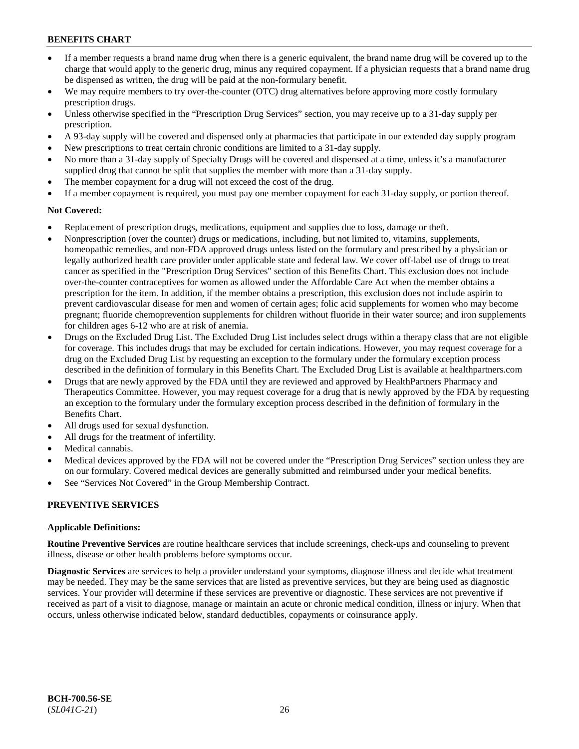- If a member requests a brand name drug when there is a generic equivalent, the brand name drug will be covered up to the charge that would apply to the generic drug, minus any required copayment. If a physician requests that a brand name drug be dispensed as written, the drug will be paid at the non-formulary benefit.
- We may require members to try over-the-counter (OTC) drug alternatives before approving more costly formulary prescription drugs.
- Unless otherwise specified in the "Prescription Drug Services" section, you may receive up to a 31-day supply per prescription.
- A 93-day supply will be covered and dispensed only at pharmacies that participate in our extended day supply program
- New prescriptions to treat certain chronic conditions are limited to a 31-day supply.
- No more than a 31-day supply of Specialty Drugs will be covered and dispensed at a time, unless it's a manufacturer supplied drug that cannot be split that supplies the member with more than a 31-day supply.
- The member copayment for a drug will not exceed the cost of the drug.
- If a member copayment is required, you must pay one member copayment for each 31-day supply, or portion thereof.

**Not Covered:**

- Replacement of prescription drugs, medications, equipment and supplies due to loss, damage or theft.
- Nonprescription (over the counter) drugs or medications, including, but not limited to, vitamins, supplements, homeopathic remedies, and non-FDA approved drugs unless listed on the formulary and prescribed by a physician or legally authorized health care provider under applicable state and federal law. We cover off-label use of drugs to treat cancer as specified in the "Prescription Drug Services" section of this Benefits Chart. This exclusion does not include over-the-counter contraceptives for women as allowed under the Affordable Care Act when the member obtains a prescription for the item. In addition, if the member obtains a prescription, this exclusion does not include aspirin to prevent cardiovascular disease for men and women of certain ages; folic acid supplements for women who may become pregnant; fluoride chemoprevention supplements for children without fluoride in their water source; and iron supplements for children ages 6-12 who are at risk of anemia.
- Drugs on the Excluded Drug List. The Excluded Drug List includes select drugs within a therapy class that are not eligible for coverage. This includes drugs that may be excluded for certain indications. However, you may request coverage for a drug on the Excluded Drug List by requesting an exception to the formulary under the formulary exception process described in the definition of formulary in this Benefits Chart. The Excluded Drug List is available at healthpartners.com
- Drugs that are newly approved by the FDA until they are reviewed and approved by HealthPartners Pharmacy and Therapeutics Committee. However, you may request coverage for a drug that is newly approved by the FDA by requesting an exception to the formulary under the formulary exception process described in the definition of formulary in the Benefits Chart.
- All drugs used for sexual dysfunction.
- All drugs for the treatment of infertility.
- Medical cannabis.
- Medical devices approved by the FDA will not be covered under the "Prescription Drug Services" section unless they are on our formulary. Covered medical devices are generally submitted and reimbursed under your medical benefits.
- See "Services Not Covered" in the Group Membership Contract.

## PREVENTIVE SERVICES

**Applicable Definitions:**

**Routine Preventive Services** are routine healthcare services that include screenings, check-ups and counseling to prevent illness, disease or other health problems before symptoms occur.

**Diagnostic Services** are services to help a provider understand your symptoms, diagnose illness and decide what treatment may be needed. They may be the same services that are listed as preventive services, but they are being used as diagnostic services. Your provider will determine if these services are preventive or diagnostic. These services are not preventive if received as part of a visit to diagnose, manage or maintain an acute or chronic medical condition, illness or injury. When that occurs, unless otherwise indicated below, standard deductibles, copayments or coinsurance apply.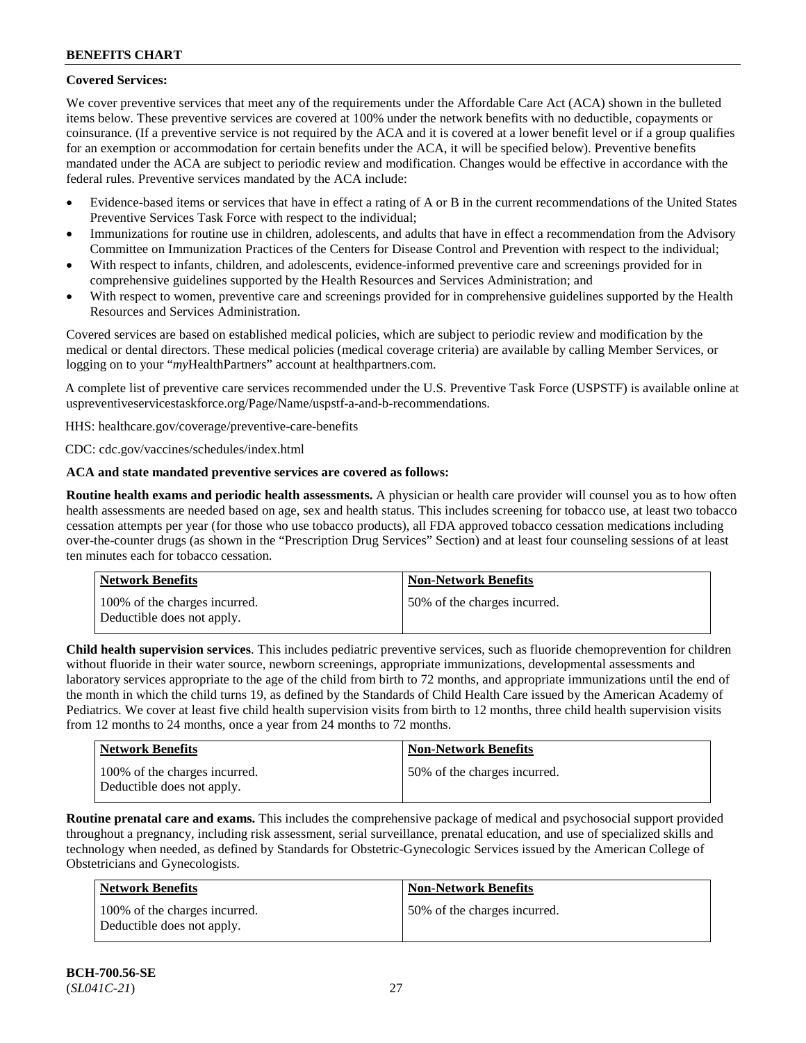**Covered Services:**

We cover preventive services that meet any of the requirements under the Affordable Care Act (ACA) shown in the bulleted items below. These preventive services are covered at 100% under the network benefits with no deductible, copayments or coinsurance. (If a preventive service is not required by the ACA and it is covered at a lower benefit level or if a group qualifies for an exemption or accommodation for certain benefits under the ACA, it will be specified below). Preventive benefits mandated under the ACA are subject to periodic review and modification. Changes would be effective in accordance with the federal rules. Preventive services mandated by the ACA include:

- Evidence-based items or services that have in effect a rating of A or B in the current recommendations of the United States Preventive Services Task Force with respect to the individual;
- Immunizations for routine use in children, adolescents, and adults that have in effect a recommendation from the Advisory Committee on Immunization Practices of the Centers for Disease Control and Prevention with respect to the individual;
- With respect to infants, children, and adolescents, evidence-informed preventive care and screenings provided for in comprehensive guidelines supported by the Health Resources and Services Administration; and
- With respect to women, preventive care and screenings provided for in comprehensive guidelines supported by the Health Resources and Services Administration.

Covered services are based on established medical policies, which are subject to periodic review and modification by the medical or dental directors. These medical policies (medical coverage criteria) are available by calling Member Services, or logging on to your "*my*HealthPartners" account at healthpartners.com.

A complete list of preventive care services recommended under the U.S. Preventive Task Force (USPSTF) is available online at uspreventiveservicestaskforce.org/Page/Name/uspstf-a-and-b-recommendations.

HHS: healthcare.gov/coverage/preventive-care-benefits

CDC: cdc.gov/vaccines/schedules/index.html

**ACA and state mandated preventive services are covered as follows:**

**Routine health exams and periodic health assessments.** A physician or health care provider will counsel you as to how often health assessments are needed based on age, sex and health status. This includes screening for tobacco use, at least two tobacco cessation attempts per year (for those who use tobacco products), all FDA approved tobacco cessation medications including over-the-counter drugs (as shown in the "Prescription Drug Services" Section) and at least four counseling sessions of at least ten minutes each for tobacco cessation.

| Network Benefits | Non-Network Benefits |
| --- | --- |
| 100% of the charges incurred. Deductible does not apply. | 50% of the charges incurred. |

**Child health supervision services**. This includes pediatric preventive services, such as fluoride chemoprevention for children without fluoride in their water source, newborn screenings, appropriate immunizations, developmental assessments and laboratory services appropriate to the age of the child from birth to 72 months, and appropriate immunizations until the end of the month in which the child turns 19, as defined by the Standards of Child Health Care issued by the American Academy of Pediatrics. We cover at least five child health supervision visits from birth to 12 months, three child health supervision visits from 12 months to 24 months, once a year from 24 months to 72 months.

| Network Benefits | Non-Network Benefits |
| --- | --- |
| 100% of the charges incurred. Deductible does not apply. | 50% of the charges incurred. |

**Routine prenatal care and exams.** This includes the comprehensive package of medical and psychosocial support provided throughout a pregnancy, including risk assessment, serial surveillance, prenatal education, and use of specialized skills and technology when needed, as defined by Standards for Obstetric-Gynecologic Services issued by the American College of Obstetricians and Gynecologists.

| Network Benefits | Non-Network Benefits |
| --- | --- |
| 100% of the charges incurred. Deductible does not apply. | 50% of the charges incurred. |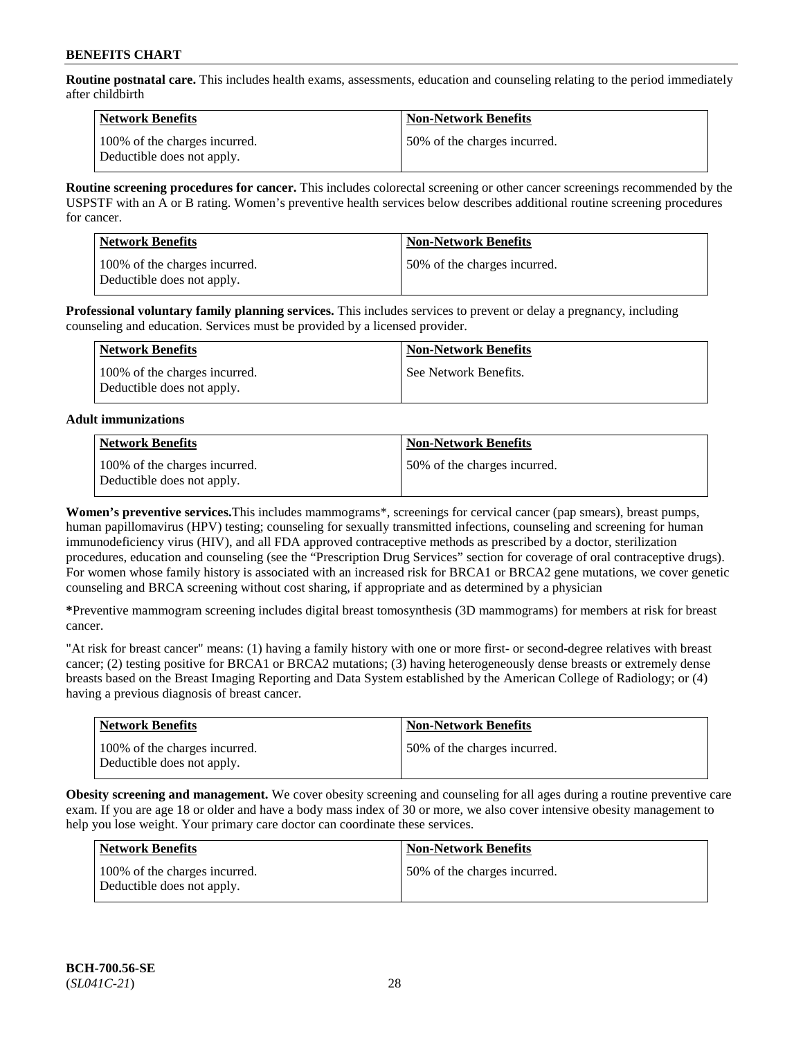**Routine postnatal care.** This includes health exams, assessments, education and counseling relating to the period immediately after childbirth

| Network Benefits | Non-Network Benefits |
| --- | --- |
| 100% of the charges incurred. Deductible does not apply. | 50% of the charges incurred. |

**Routine screening procedures for cancer.** This includes colorectal screening or other cancer screenings recommended by the USPSTF with an A or B rating. Women's preventive health services below describes additional routine screening procedures for cancer.

| Network Benefits | Non-Network Benefits |
| --- | --- |
| 100% of the charges incurred. Deductible does not apply. | 50% of the charges incurred. |

**Professional voluntary family planning services.** This includes services to prevent or delay a pregnancy, including counseling and education. Services must be provided by a licensed provider.

| Network Benefits | Non-Network Benefits |
| --- | --- |
| 100% of the charges incurred. Deductible does not apply. | See Network Benefits. |

**Adult immunizations**

| Network Benefits | Non-Network Benefits |
| --- | --- |
| 100% of the charges incurred. Deductible does not apply. | 50% of the charges incurred. |

**Women's preventive services.**This includes mammograms*, screenings for cervical cancer (pap smears), breast pumps, human papillomavirus (HPV) testing; counseling for sexually transmitted infections, counseling and screening for human immunodeficiency virus (HIV), and all FDA approved contraceptive methods as prescribed by a doctor, sterilization procedures, education and counseling (see the "Prescription Drug Services" section for coverage of oral contraceptive drugs). For women whose family history is associated with an increased risk for BRCA1 or BRCA2 gene mutations, we cover genetic counseling and BRCA screening without cost sharing, if appropriate and as determined by a physician

**\***Preventive mammogram screening includes digital breast tomosynthesis (3D mammograms) for members at risk for breast cancer.

"At risk for breast cancer" means: (1) having a family history with one or more first- or second-degree relatives with breast cancer; (2) testing positive for BRCA1 or BRCA2 mutations; (3) having heterogeneously dense breasts or extremely dense breasts based on the Breast Imaging Reporting and Data System established by the American College of Radiology; or (4) having a previous diagnosis of breast cancer.

| Network Benefits | Non-Network Benefits |
| --- | --- |
| 100% of the charges incurred. Deductible does not apply. | 50% of the charges incurred. |

**Obesity screening and management.** We cover obesity screening and counseling for all ages during a routine preventive care exam. If you are age 18 or older and have a body mass index of 30 or more, we also cover intensive obesity management to help you lose weight. Your primary care doctor can coordinate these services.

| Network Benefits | Non-Network Benefits |
| --- | --- |
| 100% of the charges incurred. Deductible does not apply. | 50% of the charges incurred. |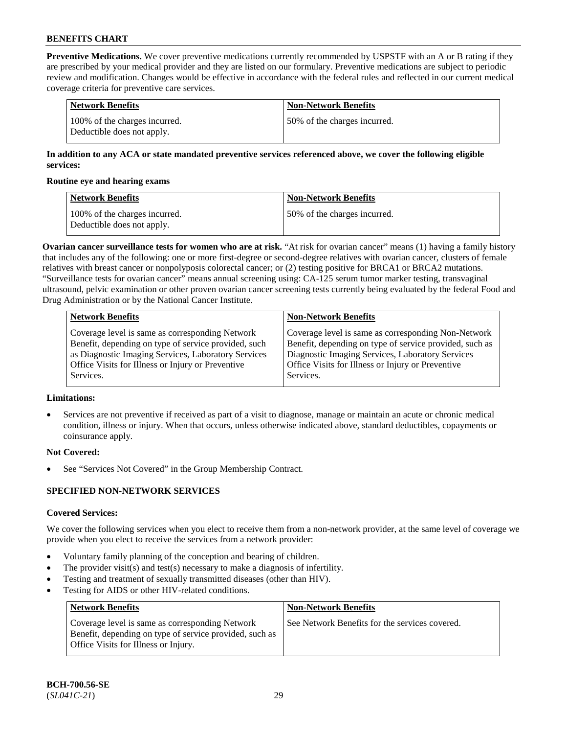**BENEFITS CHART**

**Preventive Medications.** We cover preventive medications currently recommended by USPSTF with an A or B rating if they are prescribed by your medical provider and they are listed on our formulary. Preventive medications are subject to periodic review and modification. Changes would be effective in accordance with the federal rules and reflected in our current medical coverage criteria for preventive care services.

| Network Benefits | Non-Network Benefits |
|---|---|
| 100% of the charges incurred. Deductible does not apply. | 50% of the charges incurred. |

**In addition to any ACA or state mandated preventive services referenced above, we cover the following eligible services:**

**Routine eye and hearing exams**

| Network Benefits | Non-Network Benefits |
|---|---|
| 100% of the charges incurred. Deductible does not apply. | 50% of the charges incurred. |

**Ovarian cancer surveillance tests for women who are at risk.** "At risk for ovarian cancer" means (1) having a family history that includes any of the following: one or more first-degree or second-degree relatives with ovarian cancer, clusters of female relatives with breast cancer or nonpolyposis colorectal cancer; or (2) testing positive for BRCA1 or BRCA2 mutations. "Surveillance tests for ovarian cancer" means annual screening using: CA-125 serum tumor marker testing, transvaginal ultrasound, pelvic examination or other proven ovarian cancer screening tests currently being evaluated by the federal Food and Drug Administration or by the National Cancer Institute.

| Network Benefits | Non-Network Benefits |
|---|---|
| Coverage level is same as corresponding Network Benefit, depending on type of service provided, such as Diagnostic Imaging Services, Laboratory Services Office Visits for Illness or Injury or Preventive Services. | Coverage level is same as corresponding Non-Network Benefit, depending on type of service provided, such as Diagnostic Imaging Services, Laboratory Services Office Visits for Illness or Injury or Preventive Services. |

**Limitations:**

- Services are not preventive if received as part of a visit to diagnose, manage or maintain an acute or chronic medical condition, illness or injury. When that occurs, unless otherwise indicated above, standard deductibles, copayments or coinsurance apply.

**Not Covered:**

- See "Services Not Covered" in the Group Membership Contract.

**SPECIFIED NON-NETWORK SERVICES**

**Covered Services:**

We cover the following services when you elect to receive them from a non-network provider, at the same level of coverage we provide when you elect to receive the services from a network provider:

- Voluntary family planning of the conception and bearing of children.
- The provider visit(s) and test(s) necessary to make a diagnosis of infertility.
- Testing and treatment of sexually transmitted diseases (other than HIV).
- Testing for AIDS or other HIV-related conditions.

| Network Benefits | Non-Network Benefits |
|---|---|
| Coverage level is same as corresponding Network Benefit, depending on type of service provided, such as Office Visits for Illness or Injury. | See Network Benefits for the services covered. |

**BCH-700.56-SE**
(*SL041C-21*)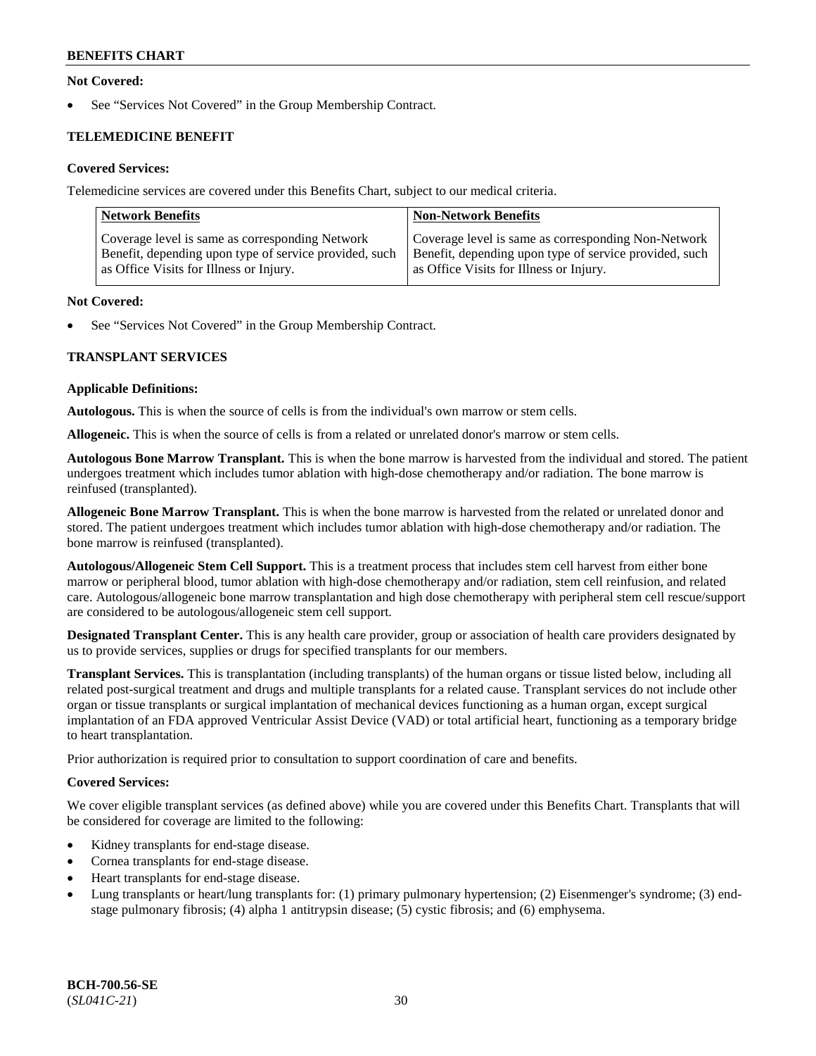**Not Covered:**

- See "Services Not Covered" in the Group Membership Contract.

**TELEMEDICINE BENEFIT**

**Covered Services:**

Telemedicine services are covered under this Benefits Chart, subject to our medical criteria.

| Network Benefits | Non-Network Benefits |
|---|---|
| Coverage level is same as corresponding Network Benefit, depending upon type of service provided, such as Office Visits for Illness or Injury. | Coverage level is same as corresponding Non-Network Benefit, depending upon type of service provided, such as Office Visits for Illness or Injury. |

**Not Covered:**

- See "Services Not Covered" in the Group Membership Contract.

**TRANSPLANT SERVICES**

**Applicable Definitions:**

**Autologous.** This is when the source of cells is from the individual's own marrow or stem cells.

**Allogeneic.** This is when the source of cells is from a related or unrelated donor's marrow or stem cells.

**Autologous Bone Marrow Transplant.** This is when the bone marrow is harvested from the individual and stored. The patient undergoes treatment which includes tumor ablation with high-dose chemotherapy and/or radiation. The bone marrow is reinfused (transplanted).

**Allogeneic Bone Marrow Transplant.** This is when the bone marrow is harvested from the related or unrelated donor and stored. The patient undergoes treatment which includes tumor ablation with high-dose chemotherapy and/or radiation. The bone marrow is reinfused (transplanted).

**Autologous/Allogeneic Stem Cell Support.** This is a treatment process that includes stem cell harvest from either bone marrow or peripheral blood, tumor ablation with high-dose chemotherapy and/or radiation, stem cell reinfusion, and related care. Autologous/allogeneic bone marrow transplantation and high dose chemotherapy with peripheral stem cell rescue/support are considered to be autologous/allogeneic stem cell support.

**Designated Transplant Center.** This is any health care provider, group or association of health care providers designated by us to provide services, supplies or drugs for specified transplants for our members.

**Transplant Services.** This is transplantation (including transplants) of the human organs or tissue listed below, including all related post-surgical treatment and drugs and multiple transplants for a related cause. Transplant services do not include other organ or tissue transplants or surgical implantation of mechanical devices functioning as a human organ, except surgical implantation of an FDA approved Ventricular Assist Device (VAD) or total artificial heart, functioning as a temporary bridge to heart transplantation.

Prior authorization is required prior to consultation to support coordination of care and benefits.

**Covered Services:**

We cover eligible transplant services (as defined above) while you are covered under this Benefits Chart. Transplants that will be considered for coverage are limited to the following:

- Kidney transplants for end-stage disease.
- Cornea transplants for end-stage disease.
- Heart transplants for end-stage disease.
- Lung transplants or heart/lung transplants for: (1) primary pulmonary hypertension; (2) Eisenmenger's syndrome; (3) end-stage pulmonary fibrosis; (4) alpha 1 antitrypsin disease; (5) cystic fibrosis; and (6) emphysema.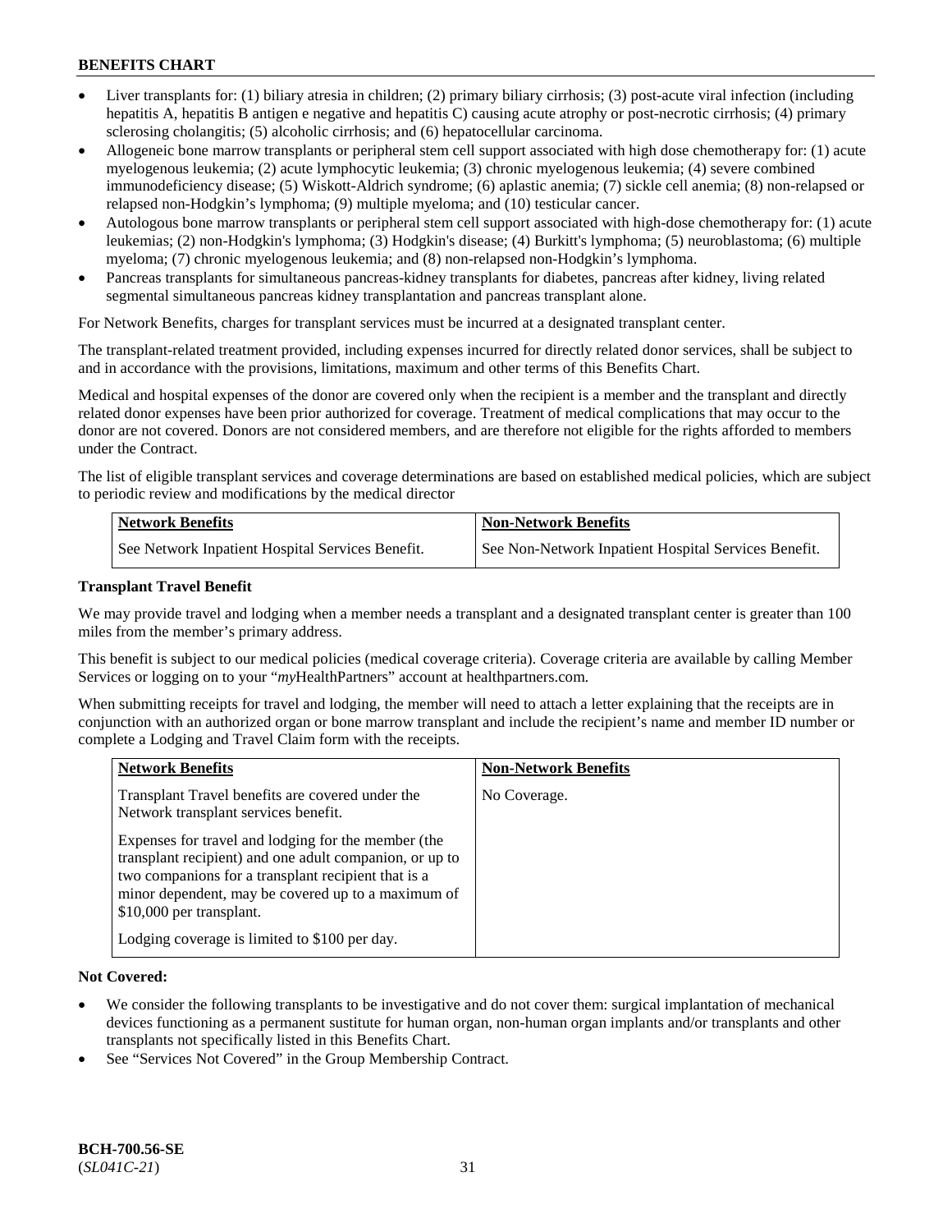- Liver transplants for: (1) biliary atresia in children; (2) primary biliary cirrhosis; (3) post-acute viral infection (including hepatitis A, hepatitis B antigen e negative and hepatitis C) causing acute atrophy or post-necrotic cirrhosis; (4) primary sclerosing cholangitis; (5) alcoholic cirrhosis; and (6) hepatocellular carcinoma.
- Allogeneic bone marrow transplants or peripheral stem cell support associated with high dose chemotherapy for: (1) acute myelogenous leukemia; (2) acute lymphocytic leukemia; (3) chronic myelogenous leukemia; (4) severe combined immunodeficiency disease; (5) Wiskott-Aldrich syndrome; (6) aplastic anemia; (7) sickle cell anemia; (8) non-relapsed or relapsed non-Hodgkin's lymphoma; (9) multiple myeloma; and (10) testicular cancer.
- Autologous bone marrow transplants or peripheral stem cell support associated with high-dose chemotherapy for: (1) acute leukemias; (2) non-Hodgkin's lymphoma; (3) Hodgkin's disease; (4) Burkitt's lymphoma; (5) neuroblastoma; (6) multiple myeloma; (7) chronic myelogenous leukemia; and (8) non-relapsed non-Hodgkin's lymphoma.
- Pancreas transplants for simultaneous pancreas-kidney transplants for diabetes, pancreas after kidney, living related segmental simultaneous pancreas kidney transplantation and pancreas transplant alone.

For Network Benefits, charges for transplant services must be incurred at a designated transplant center.

The transplant-related treatment provided, including expenses incurred for directly related donor services, shall be subject to and in accordance with the provisions, limitations, maximum and other terms of this Benefits Chart.

Medical and hospital expenses of the donor are covered only when the recipient is a member and the transplant and directly related donor expenses have been prior authorized for coverage. Treatment of medical complications that may occur to the donor are not covered. Donors are not considered members, and are therefore not eligible for the rights afforded to members under the Contract.

The list of eligible transplant services and coverage determinations are based on established medical policies, which are subject to periodic review and modifications by the medical director

| Network Benefits | Non-Network Benefits |
|---|---|
| See Network Inpatient Hospital Services Benefit. | See Non-Network Inpatient Hospital Services Benefit. |

**Transplant Travel Benefit**

We may provide travel and lodging when a member needs a transplant and a designated transplant center is greater than 100 miles from the member's primary address.

This benefit is subject to our medical policies (medical coverage criteria). Coverage criteria are available by calling Member Services or logging on to your "*my*HealthPartners" account at healthpartners.com.

When submitting receipts for travel and lodging, the member will need to attach a letter explaining that the receipts are in conjunction with an authorized organ or bone marrow transplant and include the recipient's name and member ID number or complete a Lodging and Travel Claim form with the receipts.

| Network Benefits | Non-Network Benefits |
|---|---|
| Transplant Travel benefits are covered under the Network transplant services benefit.<br><br>Expenses for travel and lodging for the member (the transplant recipient) and one adult companion, or up to two companions for a transplant recipient that is a minor dependent, may be covered up to a maximum of $10,000 per transplant.<br><br>Lodging coverage is limited to $100 per day. | No Coverage. |

**Not Covered:**

- We consider the following transplants to be investigative and do not cover them: surgical implantation of mechanical devices functioning as a permanent sustitute for human organ, non-human organ implants and/or transplants and other transplants not specifically listed in this Benefits Chart.
- See "Services Not Covered" in the Group Membership Contract.